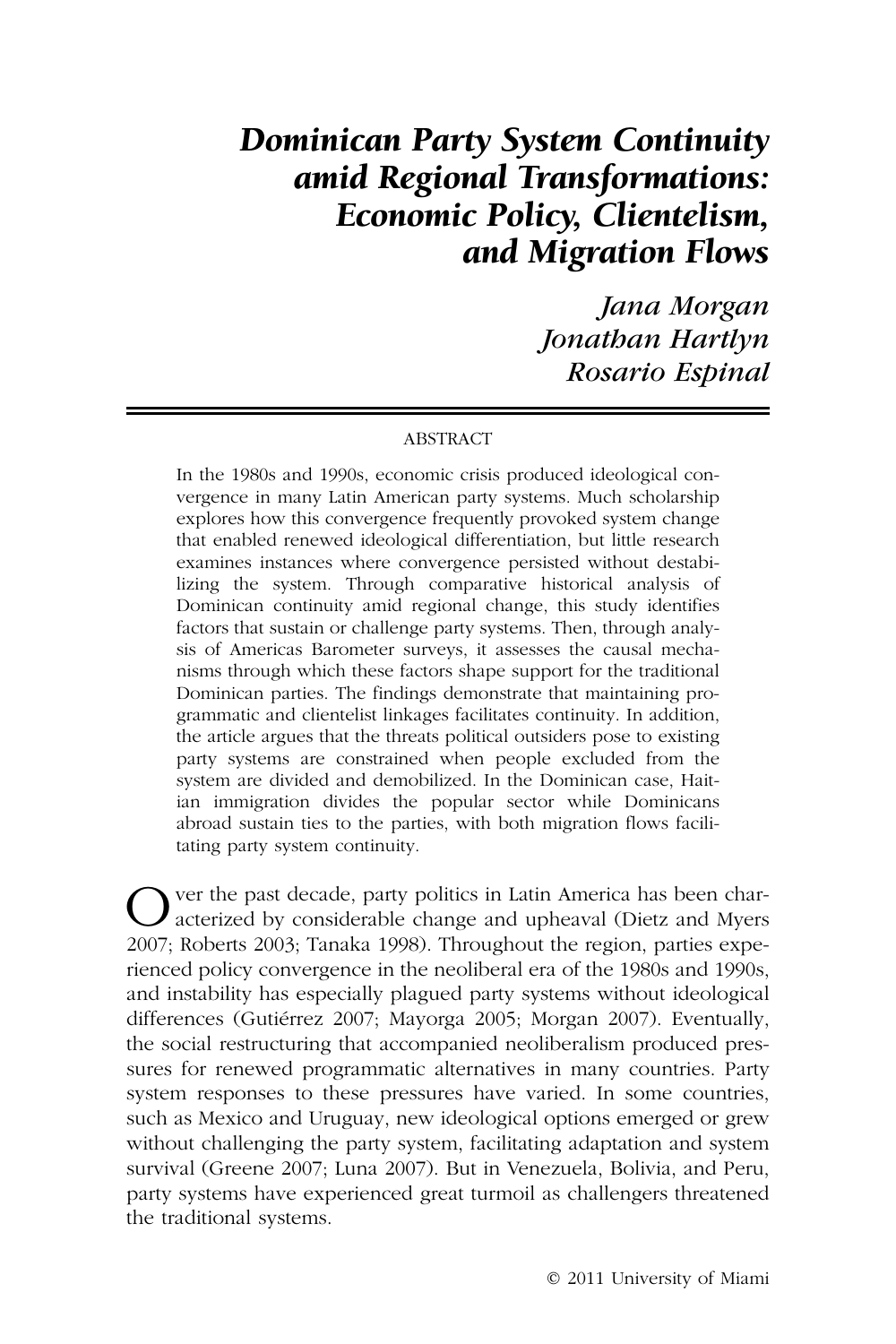# *Dominican Party System Continuity amid Regional Transformations: Economic Policy, Clientelism, and Migration Flows*

*Jana Morgan*
*Jonathan Hartlyn*
*Rosario Espinal*

## ABSTRACT

In the 1980s and 1990s, economic crisis produced ideological convergence in many Latin American party systems. Much scholarship explores how this convergence frequently provoked system change that enabled renewed ideological differentiation, but little research examines instances where convergence persisted without destabilizing the system. Through comparative historical analysis of Dominican continuity amid regional change, this study identifies factors that sustain or challenge party systems. Then, through analysis of Americas Barometer surveys, it assesses the causal mechanisms through which these factors shape support for the traditional Dominican parties. The findings demonstrate that maintaining programmatic and clientelist linkages facilitates continuity. In addition, the article argues that the threats political outsiders pose to existing party systems are constrained when people excluded from the system are divided and demobilized. In the Dominican case, Haitian immigration divides the popular sector while Dominicans abroad sustain ties to the parties, with both migration flows facilitating party system continuity.

Over the past decade, party politics in Latin America has been characterized by considerable change and upheaval (Dietz and Myers 2007; Roberts 2003; Tanaka 1998). Throughout the region, parties experienced policy convergence in the neoliberal era of the 1980s and 1990s, and instability has especially plagued party systems without ideological differences (Gutiérrez 2007; Mayorga 2005; Morgan 2007). Eventually, the social restructuring that accompanied neoliberalism produced pressures for renewed programmatic alternatives in many countries. Party system responses to these pressures have varied. In some countries, such as Mexico and Uruguay, new ideological options emerged or grew without challenging the party system, facilitating adaptation and system survival (Greene 2007; Luna 2007). But in Venezuela, Bolivia, and Peru, party systems have experienced great turmoil as challengers threatened the traditional systems.

© 2011 University of Miami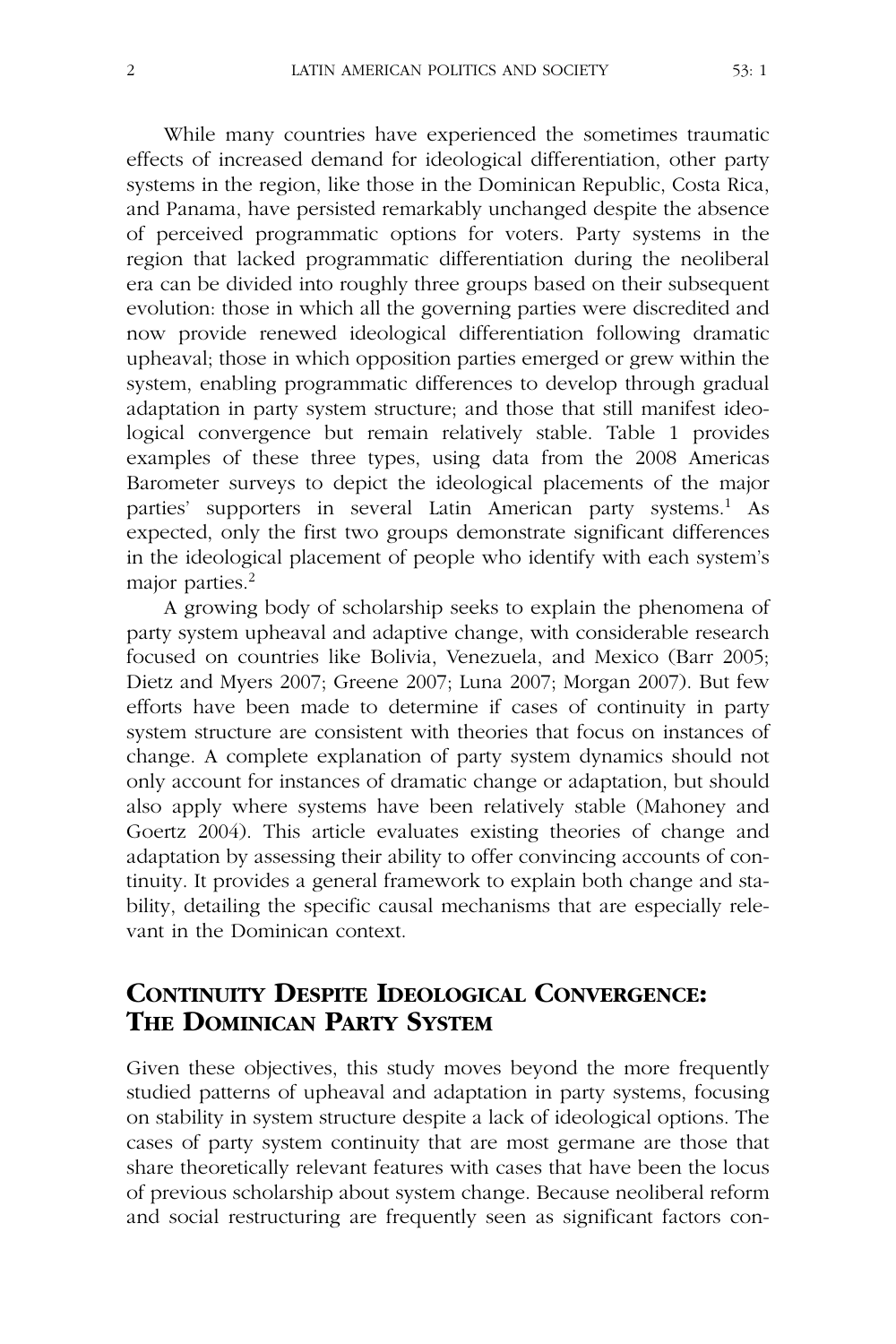While many countries have experienced the sometimes traumatic effects of increased demand for ideological differentiation, other party systems in the region, like those in the Dominican Republic, Costa Rica, and Panama, have persisted remarkably unchanged despite the absence of perceived programmatic options for voters. Party systems in the region that lacked programmatic differentiation during the neoliberal era can be divided into roughly three groups based on their subsequent evolution: those in which all the governing parties were discredited and now provide renewed ideological differentiation following dramatic upheaval; those in which opposition parties emerged or grew within the system, enabling programmatic differences to develop through gradual adaptation in party system structure; and those that still manifest ideological convergence but remain relatively stable. Table 1 provides examples of these three types, using data from the 2008 Americas Barometer surveys to depict the ideological placements of the major parties' supporters in several Latin American party systems.[1] As expected, only the first two groups demonstrate significant differences in the ideological placement of people who identify with each system's major parties.[2]

A growing body of scholarship seeks to explain the phenomena of party system upheaval and adaptive change, with considerable research focused on countries like Bolivia, Venezuela, and Mexico (Barr 2005; Dietz and Myers 2007; Greene 2007; Luna 2007; Morgan 2007). But few efforts have been made to determine if cases of continuity in party system structure are consistent with theories that focus on instances of change. A complete explanation of party system dynamics should not only account for instances of dramatic change or adaptation, but should also apply where systems have been relatively stable (Mahoney and Goertz 2004). This article evaluates existing theories of change and adaptation by assessing their ability to offer convincing accounts of continuity. It provides a general framework to explain both change and stability, detailing the specific causal mechanisms that are especially relevant in the Dominican context.

## Continuity Despite Ideological Convergence: The Dominican Party System

Given these objectives, this study moves beyond the more frequently studied patterns of upheaval and adaptation in party systems, focusing on stability in system structure despite a lack of ideological options. The cases of party system continuity that are most germane are those that share theoretically relevant features with cases that have been the locus of previous scholarship about system change. Because neoliberal reform and social restructuring are frequently seen as significant factors con-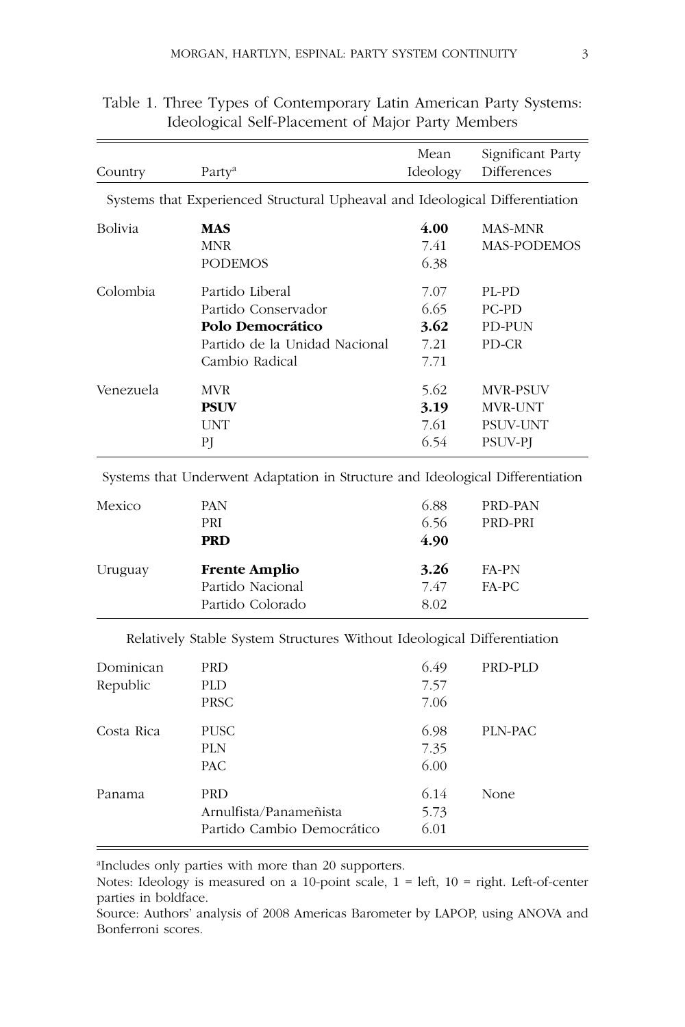Table 1. Three Types of Contemporary Latin American Party Systems: Ideological Self-Placement of Major Party Members

| Country | Party[a] | Mean Ideology | Significant Party Differences |
|---|---|---|---|
| *Systems that Experienced Structural Upheaval and Ideological Differentiation* | | | |
| Bolivia | **MAS** | **4.00** | MAS-MNR |
| | MNR | 7.41 | MAS-PODEMOS |
| | PODEMOS | 6.38 | |
| Colombia | Partido Liberal | 7.07 | PL-PD |
| | Partido Conservador | 6.65 | PC-PD |
| | **Polo Democrático** | **3.62** | PD-PUN |
| | Partido de la Unidad Nacional | 7.21 | PD-CR |
| | Cambio Radical | 7.71 | |
| Venezuela | MVR | 5.62 | MVR-PSUV |
| | **PSUV** | **3.19** | MVR-UNT |
| | UNT | 7.61 | PSUV-UNT |
| | PJ | 6.54 | PSUV-PJ |
| *Systems that Underwent Adaptation in Structure and Ideological Differentiation* | | | |
| Mexico | PAN | 6.88 | PRD-PAN |
| | PRI | 6.56 | PRD-PRI |
| | **PRD** | **4.90** | |
| Uruguay | **Frente Amplio** | **3.26** | FA-PN |
| | Partido Nacional | 7.47 | FA-PC |
| | Partido Colorado | 8.02 | |
| *Relatively Stable System Structures Without Ideological Differentiation* | | | |
| Dominican Republic | PRD | 6.49 | PRD-PLD |
| | PLD | 7.57 | |
| | PRSC | 7.06 | |
| Costa Rica | PUSC | 6.98 | PLN-PAC |
| | PLN | 7.35 | |
| | PAC | 6.00 | |
| Panama | PRD | 6.14 | None |
| | Arnulfista/Panameñista | 5.73 | |
| | Partido Cambio Democrático | 6.01 | |

[a]Includes only parties with more than 20 supporters.

Notes: Ideology is measured on a 10-point scale, 1 = left, 10 = right. Left-of-center parties in boldface.

Source: Authors' analysis of 2008 Americas Barometer by LAPOP, using ANOVA and Bonferroni scores.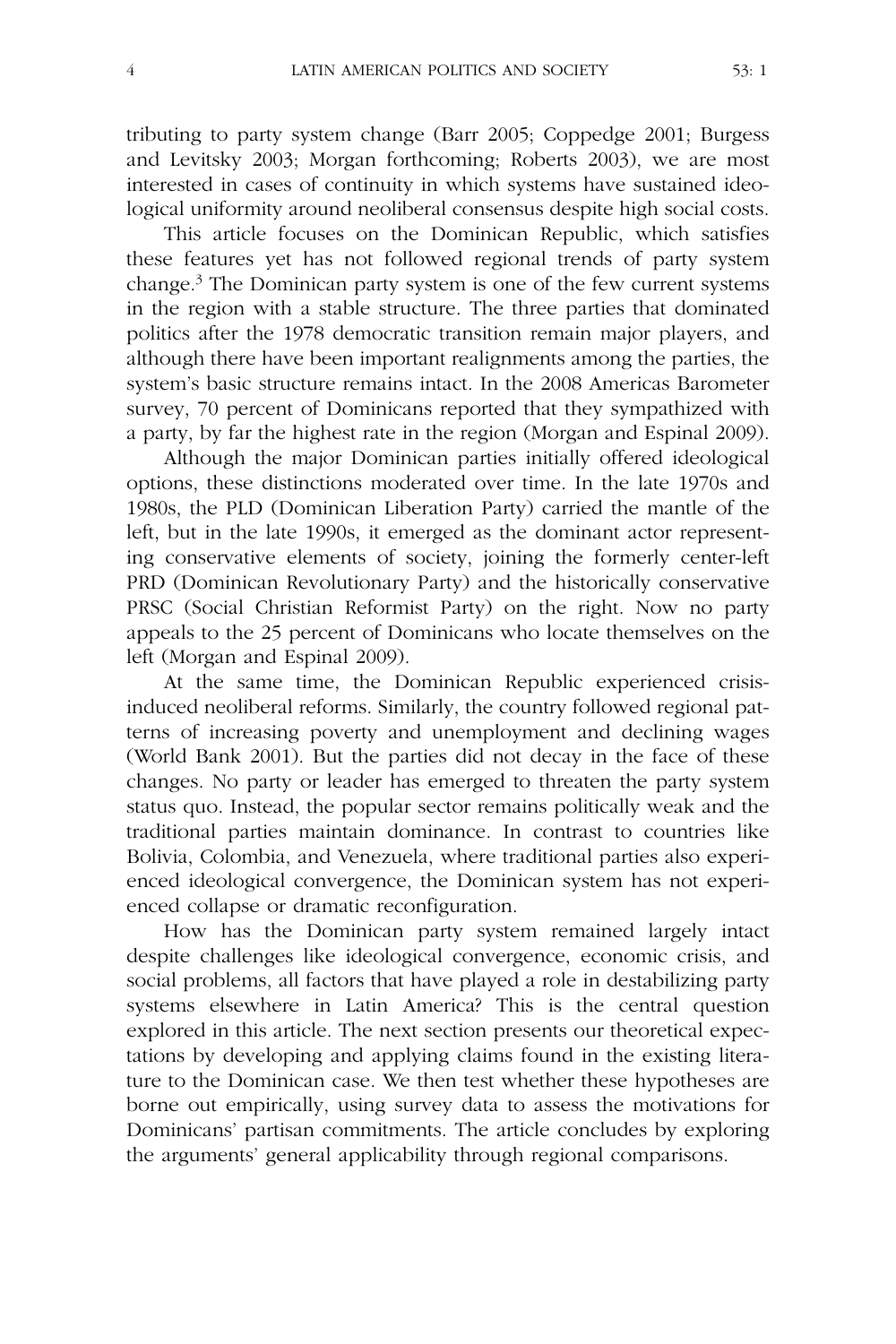tributing to party system change (Barr 2005; Coppedge 2001; Burgess and Levitsky 2003; Morgan forthcoming; Roberts 2003), we are most interested in cases of continuity in which systems have sustained ideological uniformity around neoliberal consensus despite high social costs.

This article focuses on the Dominican Republic, which satisfies these features yet has not followed regional trends of party system change.[3] The Dominican party system is one of the few current systems in the region with a stable structure. The three parties that dominated politics after the 1978 democratic transition remain major players, and although there have been important realignments among the parties, the system's basic structure remains intact. In the 2008 Americas Barometer survey, 70 percent of Dominicans reported that they sympathized with a party, by far the highest rate in the region (Morgan and Espinal 2009).

Although the major Dominican parties initially offered ideological options, these distinctions moderated over time. In the late 1970s and 1980s, the PLD (Dominican Liberation Party) carried the mantle of the left, but in the late 1990s, it emerged as the dominant actor representing conservative elements of society, joining the formerly center-left PRD (Dominican Revolutionary Party) and the historically conservative PRSC (Social Christian Reformist Party) on the right. Now no party appeals to the 25 percent of Dominicans who locate themselves on the left (Morgan and Espinal 2009).

At the same time, the Dominican Republic experienced crisis-induced neoliberal reforms. Similarly, the country followed regional patterns of increasing poverty and unemployment and declining wages (World Bank 2001). But the parties did not decay in the face of these changes. No party or leader has emerged to threaten the party system status quo. Instead, the popular sector remains politically weak and the traditional parties maintain dominance. In contrast to countries like Bolivia, Colombia, and Venezuela, where traditional parties also experienced ideological convergence, the Dominican system has not experienced collapse or dramatic reconfiguration.

How has the Dominican party system remained largely intact despite challenges like ideological convergence, economic crisis, and social problems, all factors that have played a role in destabilizing party systems elsewhere in Latin America? This is the central question explored in this article. The next section presents our theoretical expectations by developing and applying claims found in the existing literature to the Dominican case. We then test whether these hypotheses are borne out empirically, using survey data to assess the motivations for Dominicans' partisan commitments. The article concludes by exploring the arguments' general applicability through regional comparisons.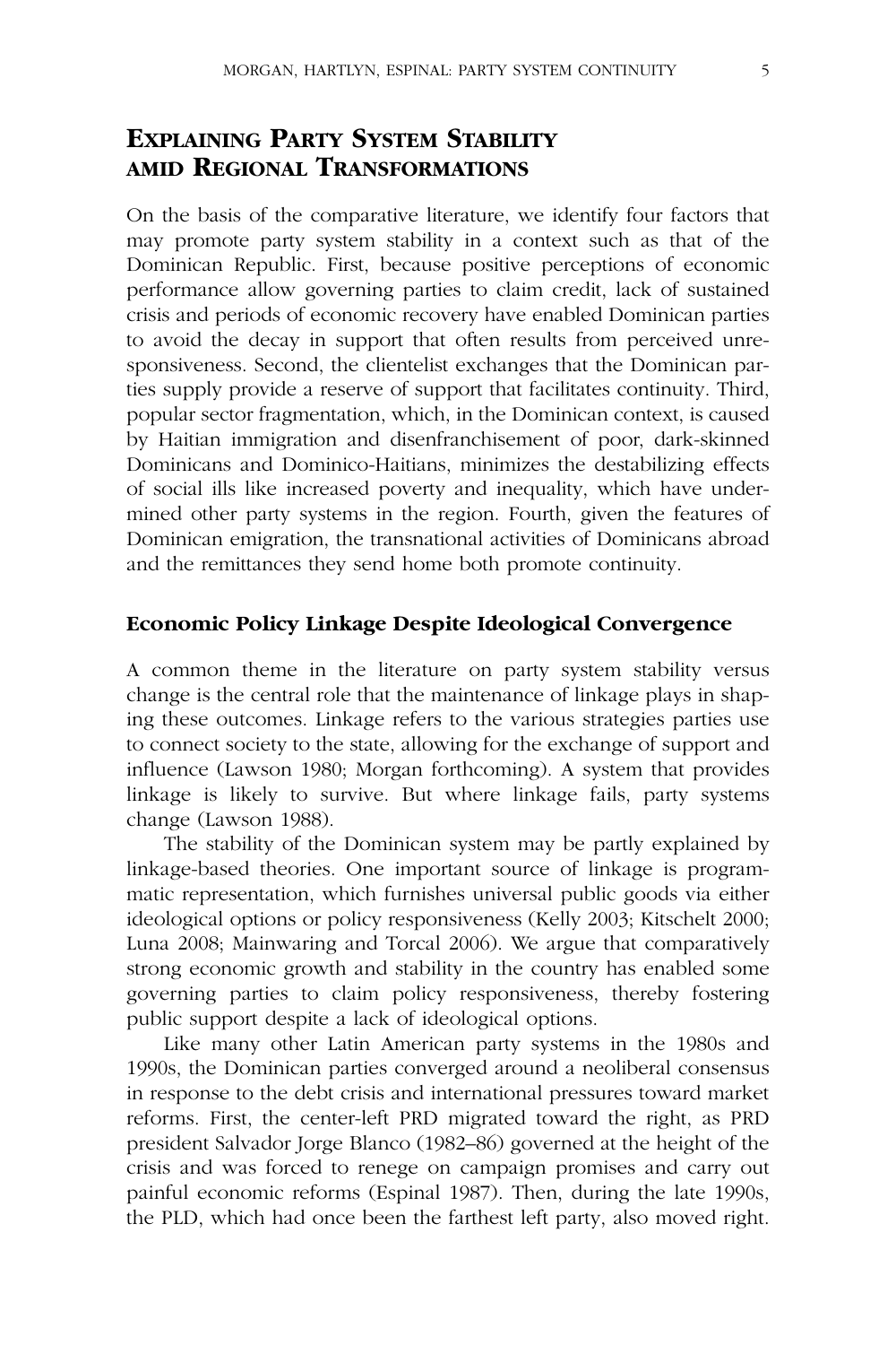## Explaining Party System Stability amid Regional Transformations

On the basis of the comparative literature, we identify four factors that may promote party system stability in a context such as that of the Dominican Republic. First, because positive perceptions of economic performance allow governing parties to claim credit, lack of sustained crisis and periods of economic recovery have enabled Dominican parties to avoid the decay in support that often results from perceived unresponsiveness. Second, the clientelist exchanges that the Dominican parties supply provide a reserve of support that facilitates continuity. Third, popular sector fragmentation, which, in the Dominican context, is caused by Haitian immigration and disenfranchisement of poor, dark-skinned Dominicans and Dominico-Haitians, minimizes the destabilizing effects of social ills like increased poverty and inequality, which have undermined other party systems in the region. Fourth, given the features of Dominican emigration, the transnational activities of Dominicans abroad and the remittances they send home both promote continuity.

### Economic Policy Linkage Despite Ideological Convergence

A common theme in the literature on party system stability versus change is the central role that the maintenance of linkage plays in shaping these outcomes. Linkage refers to the various strategies parties use to connect society to the state, allowing for the exchange of support and influence (Lawson 1980; Morgan forthcoming). A system that provides linkage is likely to survive. But where linkage fails, party systems change (Lawson 1988).

The stability of the Dominican system may be partly explained by linkage-based theories. One important source of linkage is programmatic representation, which furnishes universal public goods via either ideological options or policy responsiveness (Kelly 2003; Kitschelt 2000; Luna 2008; Mainwaring and Torcal 2006). We argue that comparatively strong economic growth and stability in the country has enabled some governing parties to claim policy responsiveness, thereby fostering public support despite a lack of ideological options.

Like many other Latin American party systems in the 1980s and 1990s, the Dominican parties converged around a neoliberal consensus in response to the debt crisis and international pressures toward market reforms. First, the center-left PRD migrated toward the right, as PRD president Salvador Jorge Blanco (1982–86) governed at the height of the crisis and was forced to renege on campaign promises and carry out painful economic reforms (Espinal 1987). Then, during the late 1990s, the PLD, which had once been the farthest left party, also moved right.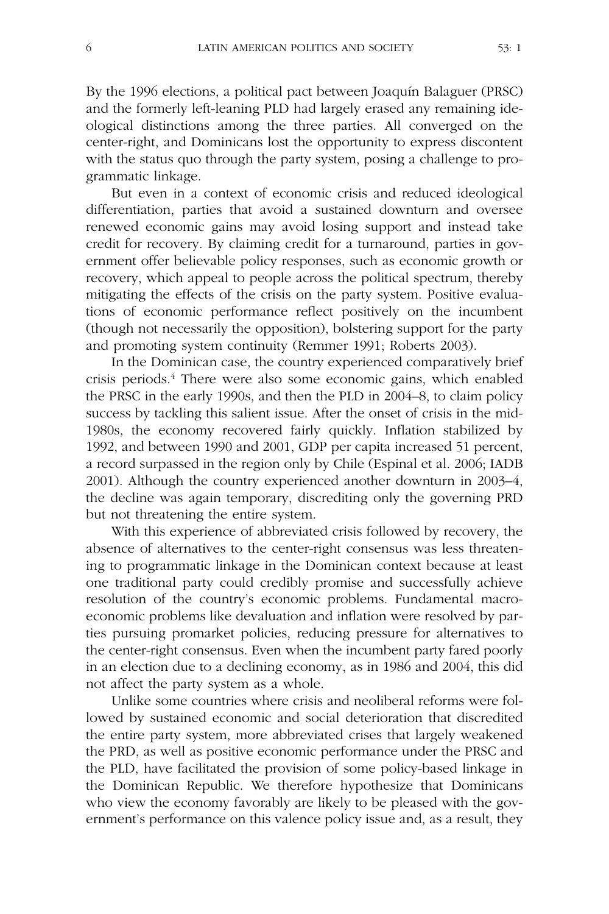By the 1996 elections, a political pact between Joaquín Balaguer (PRSC) and the formerly left-leaning PLD had largely erased any remaining ideological distinctions among the three parties. All converged on the center-right, and Dominicans lost the opportunity to express discontent with the status quo through the party system, posing a challenge to programmatic linkage.

But even in a context of economic crisis and reduced ideological differentiation, parties that avoid a sustained downturn and oversee renewed economic gains may avoid losing support and instead take credit for recovery. By claiming credit for a turnaround, parties in government offer believable policy responses, such as economic growth or recovery, which appeal to people across the political spectrum, thereby mitigating the effects of the crisis on the party system. Positive evaluations of economic performance reflect positively on the incumbent (though not necessarily the opposition), bolstering support for the party and promoting system continuity (Remmer 1991; Roberts 2003).

In the Dominican case, the country experienced comparatively brief crisis periods.[4] There were also some economic gains, which enabled the PRSC in the early 1990s, and then the PLD in 2004–8, to claim policy success by tackling this salient issue. After the onset of crisis in the mid-1980s, the economy recovered fairly quickly. Inflation stabilized by 1992, and between 1990 and 2001, GDP per capita increased 51 percent, a record surpassed in the region only by Chile (Espinal et al. 2006; IADB 2001). Although the country experienced another downturn in 2003–4, the decline was again temporary, discrediting only the governing PRD but not threatening the entire system.

With this experience of abbreviated crisis followed by recovery, the absence of alternatives to the center-right consensus was less threatening to programmatic linkage in the Dominican context because at least one traditional party could credibly promise and successfully achieve resolution of the country's economic problems. Fundamental macroeconomic problems like devaluation and inflation were resolved by parties pursuing promarket policies, reducing pressure for alternatives to the center-right consensus. Even when the incumbent party fared poorly in an election due to a declining economy, as in 1986 and 2004, this did not affect the party system as a whole.

Unlike some countries where crisis and neoliberal reforms were followed by sustained economic and social deterioration that discredited the entire party system, more abbreviated crises that largely weakened the PRD, as well as positive economic performance under the PRSC and the PLD, have facilitated the provision of some policy-based linkage in the Dominican Republic. We therefore hypothesize that Dominicans who view the economy favorably are likely to be pleased with the government's performance on this valence policy issue and, as a result, they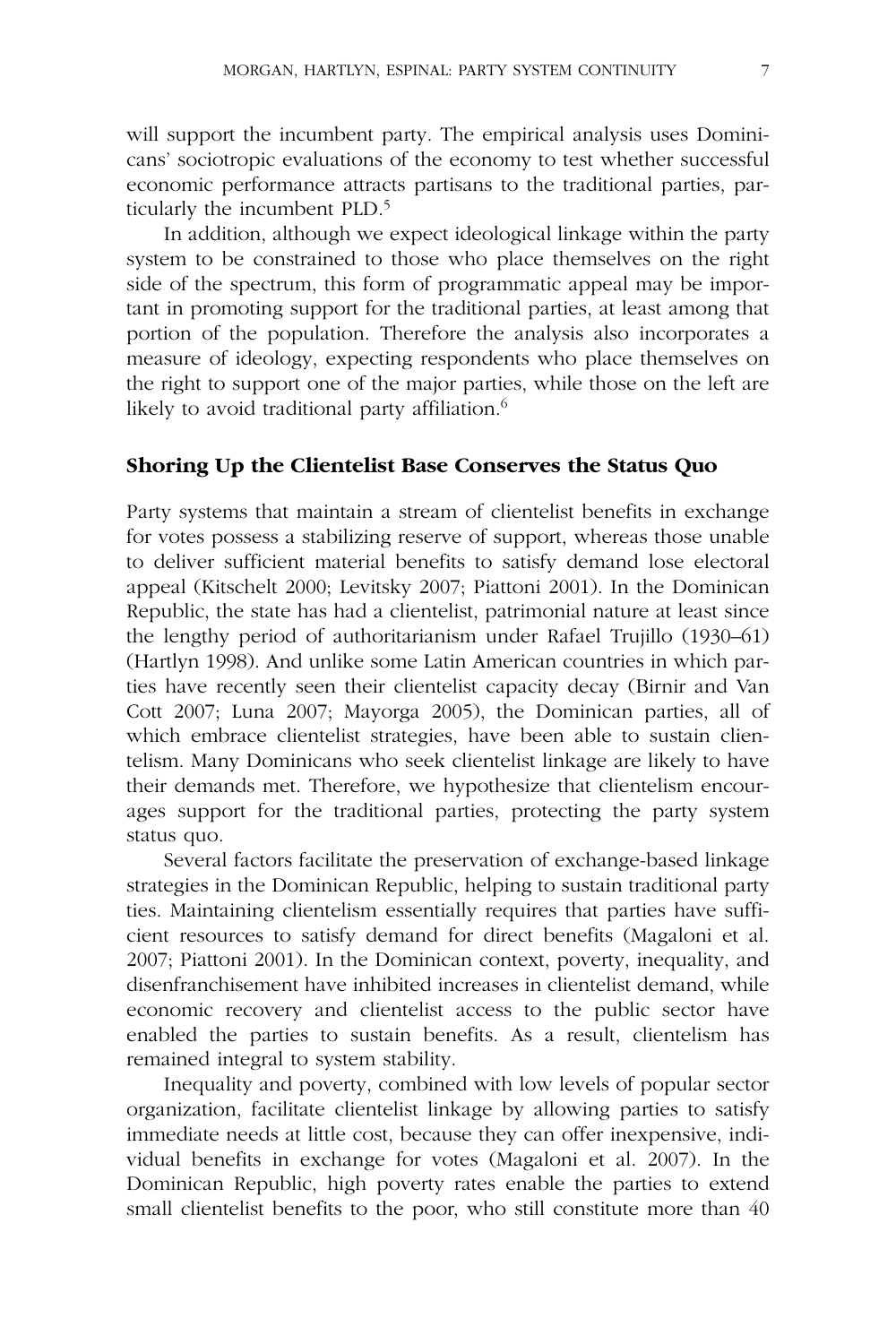will support the incumbent party. The empirical analysis uses Dominicans' sociotropic evaluations of the economy to test whether successful economic performance attracts partisans to the traditional parties, particularly the incumbent PLD.[5]

In addition, although we expect ideological linkage within the party system to be constrained to those who place themselves on the right side of the spectrum, this form of programmatic appeal may be important in promoting support for the traditional parties, at least among that portion of the population. Therefore the analysis also incorporates a measure of ideology, expecting respondents who place themselves on the right to support one of the major parties, while those on the left are likely to avoid traditional party affiliation.[6]

## Shoring Up the Clientelist Base Conserves the Status Quo

Party systems that maintain a stream of clientelist benefits in exchange for votes possess a stabilizing reserve of support, whereas those unable to deliver sufficient material benefits to satisfy demand lose electoral appeal (Kitschelt 2000; Levitsky 2007; Piattoni 2001). In the Dominican Republic, the state has had a clientelist, patrimonial nature at least since the lengthy period of authoritarianism under Rafael Trujillo (1930–61) (Hartlyn 1998). And unlike some Latin American countries in which parties have recently seen their clientelist capacity decay (Birnir and Van Cott 2007; Luna 2007; Mayorga 2005), the Dominican parties, all of which embrace clientelist strategies, have been able to sustain clientelism. Many Dominicans who seek clientelist linkage are likely to have their demands met. Therefore, we hypothesize that clientelism encourages support for the traditional parties, protecting the party system status quo.

Several factors facilitate the preservation of exchange-based linkage strategies in the Dominican Republic, helping to sustain traditional party ties. Maintaining clientelism essentially requires that parties have sufficient resources to satisfy demand for direct benefits (Magaloni et al. 2007; Piattoni 2001). In the Dominican context, poverty, inequality, and disenfranchisement have inhibited increases in clientelist demand, while economic recovery and clientelist access to the public sector have enabled the parties to sustain benefits. As a result, clientelism has remained integral to system stability.

Inequality and poverty, combined with low levels of popular sector organization, facilitate clientelist linkage by allowing parties to satisfy immediate needs at little cost, because they can offer inexpensive, individual benefits in exchange for votes (Magaloni et al. 2007). In the Dominican Republic, high poverty rates enable the parties to extend small clientelist benefits to the poor, who still constitute more than 40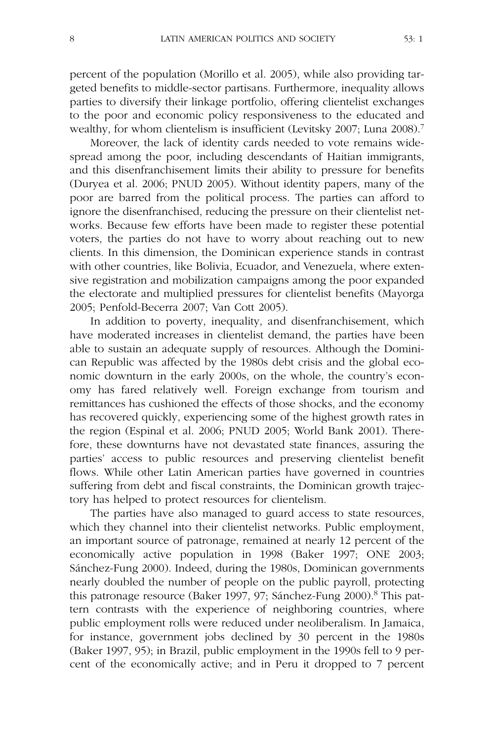percent of the population (Morillo et al. 2005), while also providing targeted benefits to middle-sector partisans. Furthermore, inequality allows parties to diversify their linkage portfolio, offering clientelist exchanges to the poor and economic policy responsiveness to the educated and wealthy, for whom clientelism is insufficient (Levitsky 2007; Luna 2008).[7]

Moreover, the lack of identity cards needed to vote remains widespread among the poor, including descendants of Haitian immigrants, and this disenfranchisement limits their ability to pressure for benefits (Duryea et al. 2006; PNUD 2005). Without identity papers, many of the poor are barred from the political process. The parties can afford to ignore the disenfranchised, reducing the pressure on their clientelist networks. Because few efforts have been made to register these potential voters, the parties do not have to worry about reaching out to new clients. In this dimension, the Dominican experience stands in contrast with other countries, like Bolivia, Ecuador, and Venezuela, where extensive registration and mobilization campaigns among the poor expanded the electorate and multiplied pressures for clientelist benefits (Mayorga 2005; Penfold-Becerra 2007; Van Cott 2005).

In addition to poverty, inequality, and disenfranchisement, which have moderated increases in clientelist demand, the parties have been able to sustain an adequate supply of resources. Although the Dominican Republic was affected by the 1980s debt crisis and the global economic downturn in the early 2000s, on the whole, the country's economy has fared relatively well. Foreign exchange from tourism and remittances has cushioned the effects of those shocks, and the economy has recovered quickly, experiencing some of the highest growth rates in the region (Espinal et al. 2006; PNUD 2005; World Bank 2001). Therefore, these downturns have not devastated state finances, assuring the parties' access to public resources and preserving clientelist benefit flows. While other Latin American parties have governed in countries suffering from debt and fiscal constraints, the Dominican growth trajectory has helped to protect resources for clientelism.

The parties have also managed to guard access to state resources, which they channel into their clientelist networks. Public employment, an important source of patronage, remained at nearly 12 percent of the economically active population in 1998 (Baker 1997; ONE 2003; Sánchez-Fung 2000). Indeed, during the 1980s, Dominican governments nearly doubled the number of people on the public payroll, protecting this patronage resource (Baker 1997, 97; Sánchez-Fung 2000).[8] This pattern contrasts with the experience of neighboring countries, where public employment rolls were reduced under neoliberalism. In Jamaica, for instance, government jobs declined by 30 percent in the 1980s (Baker 1997, 95); in Brazil, public employment in the 1990s fell to 9 percent of the economically active; and in Peru it dropped to 7 percent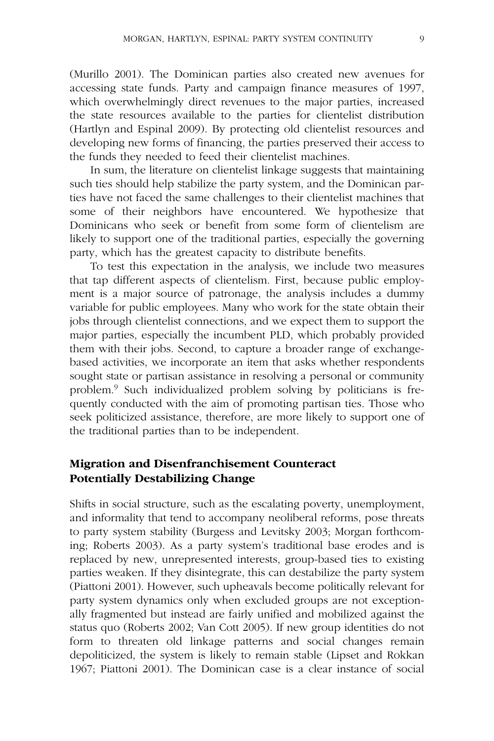(Murillo 2001). The Dominican parties also created new avenues for accessing state funds. Party and campaign finance measures of 1997, which overwhelmingly direct revenues to the major parties, increased the state resources available to the parties for clientelist distribution (Hartlyn and Espinal 2009). By protecting old clientelist resources and developing new forms of financing, the parties preserved their access to the funds they needed to feed their clientelist machines.

In sum, the literature on clientelist linkage suggests that maintaining such ties should help stabilize the party system, and the Dominican parties have not faced the same challenges to their clientelist machines that some of their neighbors have encountered. We hypothesize that Dominicans who seek or benefit from some form of clientelism are likely to support one of the traditional parties, especially the governing party, which has the greatest capacity to distribute benefits.

To test this expectation in the analysis, we include two measures that tap different aspects of clientelism. First, because public employment is a major source of patronage, the analysis includes a dummy variable for public employees. Many who work for the state obtain their jobs through clientelist connections, and we expect them to support the major parties, especially the incumbent PLD, which probably provided them with their jobs. Second, to capture a broader range of exchange-based activities, we incorporate an item that asks whether respondents sought state or partisan assistance in resolving a personal or community problem.[9] Such individualized problem solving by politicians is frequently conducted with the aim of promoting partisan ties. Those who seek politicized assistance, therefore, are more likely to support one of the traditional parties than to be independent.

## Migration and Disenfranchisement Counteract Potentially Destabilizing Change

Shifts in social structure, such as the escalating poverty, unemployment, and informality that tend to accompany neoliberal reforms, pose threats to party system stability (Burgess and Levitsky 2003; Morgan forthcoming; Roberts 2003). As a party system's traditional base erodes and is replaced by new, unrepresented interests, group-based ties to existing parties weaken. If they disintegrate, this can destabilize the party system (Piattoni 2001). However, such upheavals become politically relevant for party system dynamics only when excluded groups are not exceptionally fragmented but instead are fairly unified and mobilized against the status quo (Roberts 2002; Van Cott 2005). If new group identities do not form to threaten old linkage patterns and social changes remain depoliticized, the system is likely to remain stable (Lipset and Rokkan 1967; Piattoni 2001). The Dominican case is a clear instance of social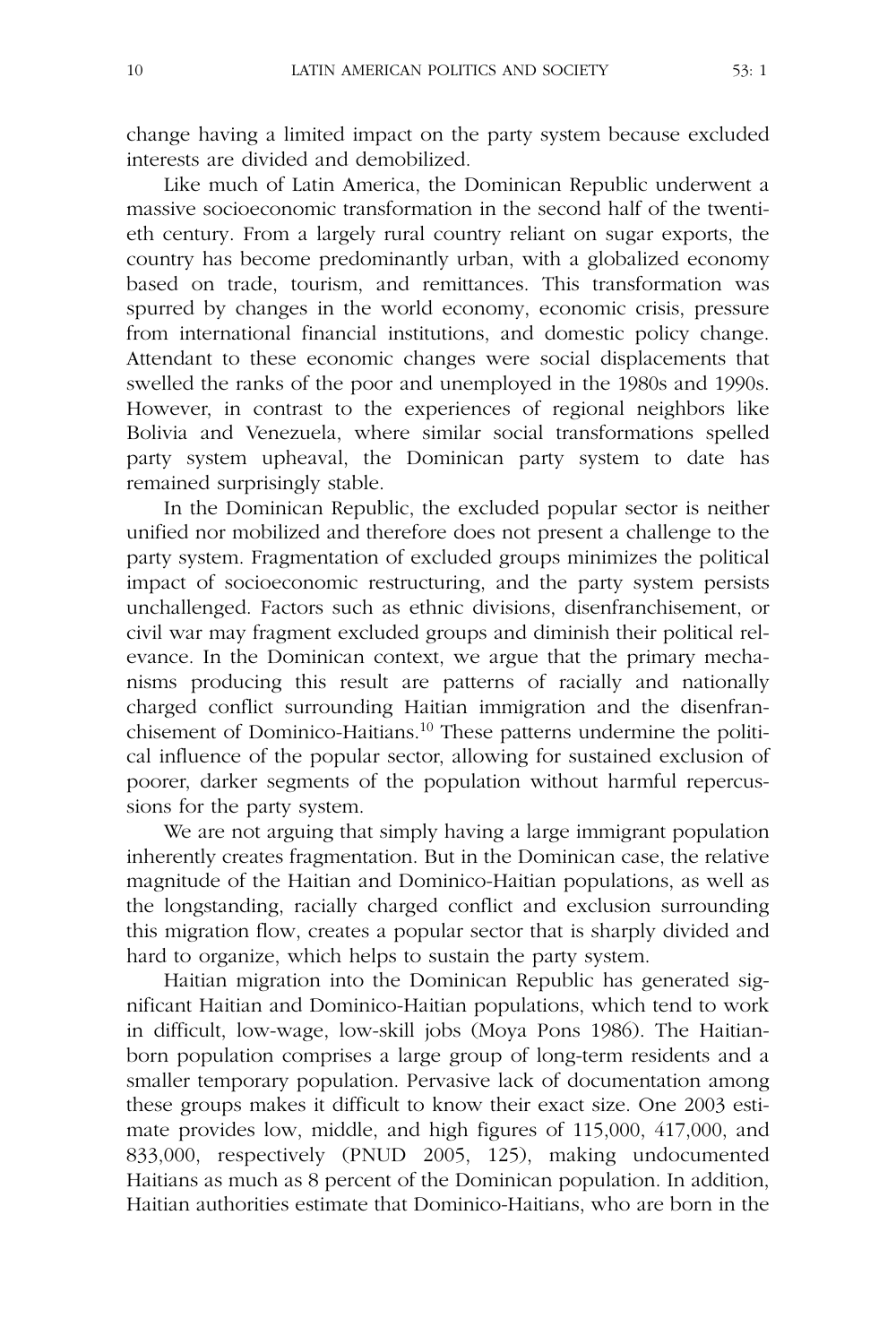change having a limited impact on the party system because excluded interests are divided and demobilized.

Like much of Latin America, the Dominican Republic underwent a massive socioeconomic transformation in the second half of the twentieth century. From a largely rural country reliant on sugar exports, the country has become predominantly urban, with a globalized economy based on trade, tourism, and remittances. This transformation was spurred by changes in the world economy, economic crisis, pressure from international financial institutions, and domestic policy change. Attendant to these economic changes were social displacements that swelled the ranks of the poor and unemployed in the 1980s and 1990s. However, in contrast to the experiences of regional neighbors like Bolivia and Venezuela, where similar social transformations spelled party system upheaval, the Dominican party system to date has remained surprisingly stable.

In the Dominican Republic, the excluded popular sector is neither unified nor mobilized and therefore does not present a challenge to the party system. Fragmentation of excluded groups minimizes the political impact of socioeconomic restructuring, and the party system persists unchallenged. Factors such as ethnic divisions, disenfranchisement, or civil war may fragment excluded groups and diminish their political relevance. In the Dominican context, we argue that the primary mechanisms producing this result are patterns of racially and nationally charged conflict surrounding Haitian immigration and the disenfranchisement of Dominico-Haitians.[10] These patterns undermine the political influence of the popular sector, allowing for sustained exclusion of poorer, darker segments of the population without harmful repercussions for the party system.

We are not arguing that simply having a large immigrant population inherently creates fragmentation. But in the Dominican case, the relative magnitude of the Haitian and Dominico-Haitian populations, as well as the longstanding, racially charged conflict and exclusion surrounding this migration flow, creates a popular sector that is sharply divided and hard to organize, which helps to sustain the party system.

Haitian migration into the Dominican Republic has generated significant Haitian and Dominico-Haitian populations, which tend to work in difficult, low-wage, low-skill jobs (Moya Pons 1986). The Haitian-born population comprises a large group of long-term residents and a smaller temporary population. Pervasive lack of documentation among these groups makes it difficult to know their exact size. One 2003 estimate provides low, middle, and high figures of 115,000, 417,000, and 833,000, respectively (PNUD 2005, 125), making undocumented Haitians as much as 8 percent of the Dominican population. In addition, Haitian authorities estimate that Dominico-Haitians, who are born in the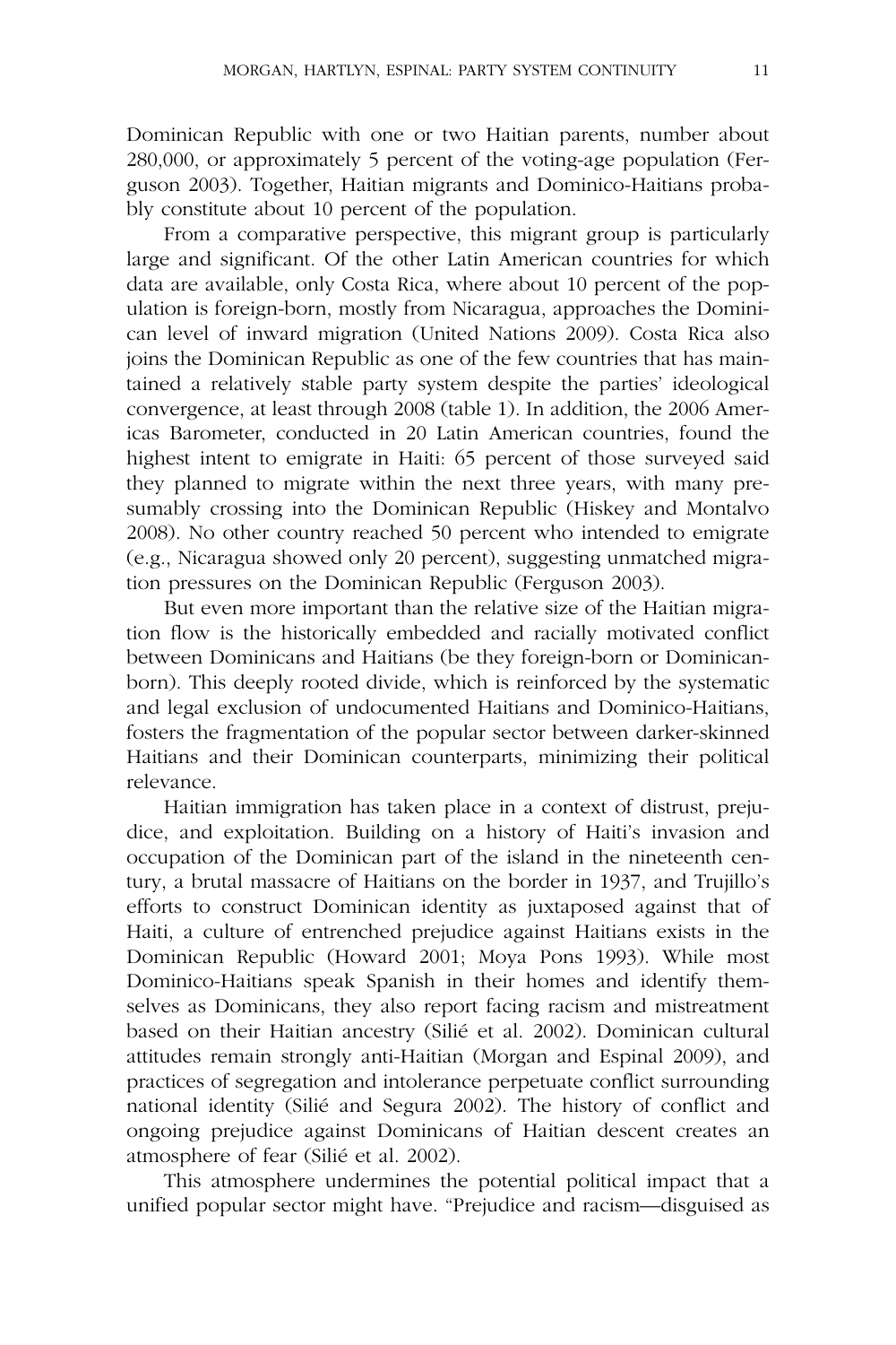Dominican Republic with one or two Haitian parents, number about 280,000, or approximately 5 percent of the voting-age population (Ferguson 2003). Together, Haitian migrants and Dominico-Haitians probably constitute about 10 percent of the population.

From a comparative perspective, this migrant group is particularly large and significant. Of the other Latin American countries for which data are available, only Costa Rica, where about 10 percent of the population is foreign-born, mostly from Nicaragua, approaches the Dominican level of inward migration (United Nations 2009). Costa Rica also joins the Dominican Republic as one of the few countries that has maintained a relatively stable party system despite the parties' ideological convergence, at least through 2008 (table 1). In addition, the 2006 Americas Barometer, conducted in 20 Latin American countries, found the highest intent to emigrate in Haiti: 65 percent of those surveyed said they planned to migrate within the next three years, with many presumably crossing into the Dominican Republic (Hiskey and Montalvo 2008). No other country reached 50 percent who intended to emigrate (e.g., Nicaragua showed only 20 percent), suggesting unmatched migration pressures on the Dominican Republic (Ferguson 2003).

But even more important than the relative size of the Haitian migration flow is the historically embedded and racially motivated conflict between Dominicans and Haitians (be they foreign-born or Dominican-born). This deeply rooted divide, which is reinforced by the systematic and legal exclusion of undocumented Haitians and Dominico-Haitians, fosters the fragmentation of the popular sector between darker-skinned Haitians and their Dominican counterparts, minimizing their political relevance.

Haitian immigration has taken place in a context of distrust, prejudice, and exploitation. Building on a history of Haiti's invasion and occupation of the Dominican part of the island in the nineteenth century, a brutal massacre of Haitians on the border in 1937, and Trujillo's efforts to construct Dominican identity as juxtaposed against that of Haiti, a culture of entrenched prejudice against Haitians exists in the Dominican Republic (Howard 2001; Moya Pons 1993). While most Dominico-Haitians speak Spanish in their homes and identify themselves as Dominicans, they also report facing racism and mistreatment based on their Haitian ancestry (Silié et al. 2002). Dominican cultural attitudes remain strongly anti-Haitian (Morgan and Espinal 2009), and practices of segregation and intolerance perpetuate conflict surrounding national identity (Silié and Segura 2002). The history of conflict and ongoing prejudice against Dominicans of Haitian descent creates an atmosphere of fear (Silié et al. 2002).

This atmosphere undermines the potential political impact that a unified popular sector might have. "Prejudice and racism—disguised as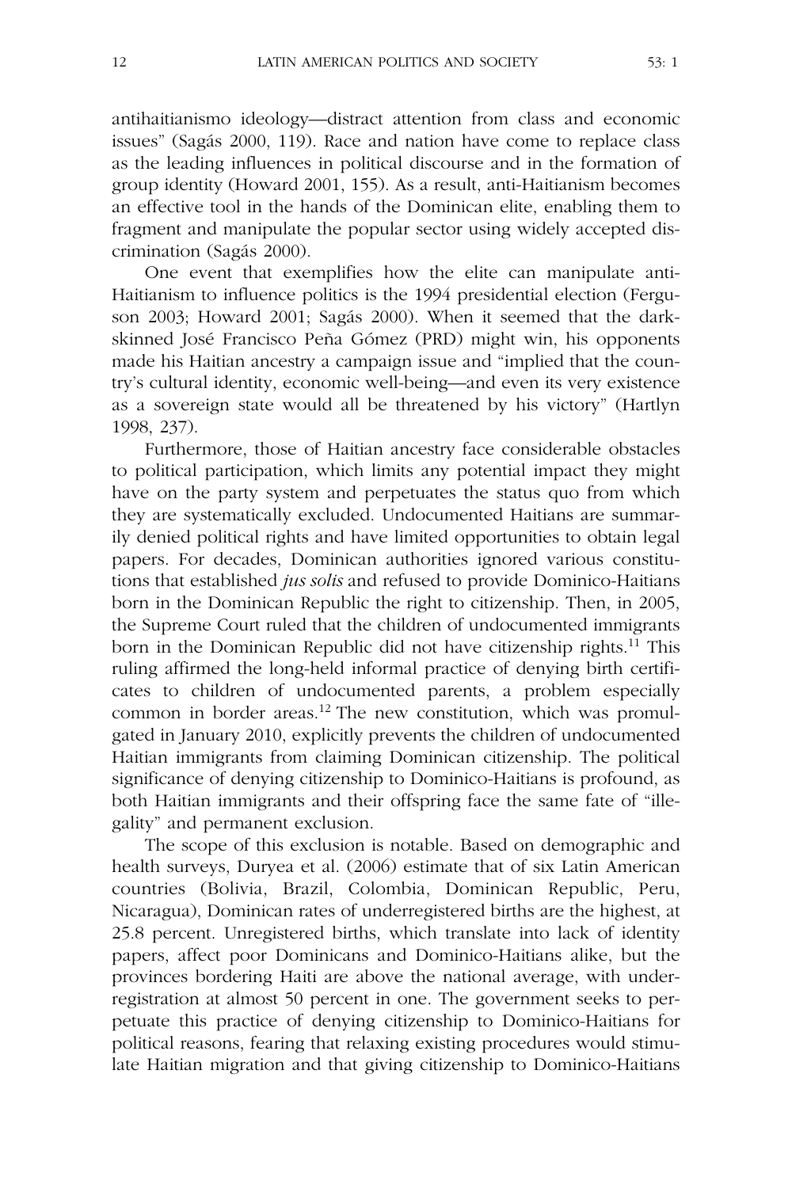antihaitianismo ideology—distract attention from class and economic issues" (Sagás 2000, 119). Race and nation have come to replace class as the leading influences in political discourse and in the formation of group identity (Howard 2001, 155). As a result, anti-Haitianism becomes an effective tool in the hands of the Dominican elite, enabling them to fragment and manipulate the popular sector using widely accepted discrimination (Sagás 2000).

One event that exemplifies how the elite can manipulate anti-Haitianism to influence politics is the 1994 presidential election (Ferguson 2003; Howard 2001; Sagás 2000). When it seemed that the dark-skinned José Francisco Peña Gómez (PRD) might win, his opponents made his Haitian ancestry a campaign issue and "implied that the country's cultural identity, economic well-being—and even its very existence as a sovereign state would all be threatened by his victory" (Hartlyn 1998, 237).

Furthermore, those of Haitian ancestry face considerable obstacles to political participation, which limits any potential impact they might have on the party system and perpetuates the status quo from which they are systematically excluded. Undocumented Haitians are summarily denied political rights and have limited opportunities to obtain legal papers. For decades, Dominican authorities ignored various constitutions that established *jus solis* and refused to provide Dominico-Haitians born in the Dominican Republic the right to citizenship. Then, in 2005, the Supreme Court ruled that the children of undocumented immigrants born in the Dominican Republic did not have citizenship rights.[11] This ruling affirmed the long-held informal practice of denying birth certificates to children of undocumented parents, a problem especially common in border areas.[12] The new constitution, which was promulgated in January 2010, explicitly prevents the children of undocumented Haitian immigrants from claiming Dominican citizenship. The political significance of denying citizenship to Dominico-Haitians is profound, as both Haitian immigrants and their offspring face the same fate of "illegality" and permanent exclusion.

The scope of this exclusion is notable. Based on demographic and health surveys, Duryea et al. (2006) estimate that of six Latin American countries (Bolivia, Brazil, Colombia, Dominican Republic, Peru, Nicaragua), Dominican rates of underregistered births are the highest, at 25.8 percent. Unregistered births, which translate into lack of identity papers, affect poor Dominicans and Dominico-Haitians alike, but the provinces bordering Haiti are above the national average, with underregistration at almost 50 percent in one. The government seeks to perpetuate this practice of denying citizenship to Dominico-Haitians for political reasons, fearing that relaxing existing procedures would stimulate Haitian migration and that giving citizenship to Dominico-Haitians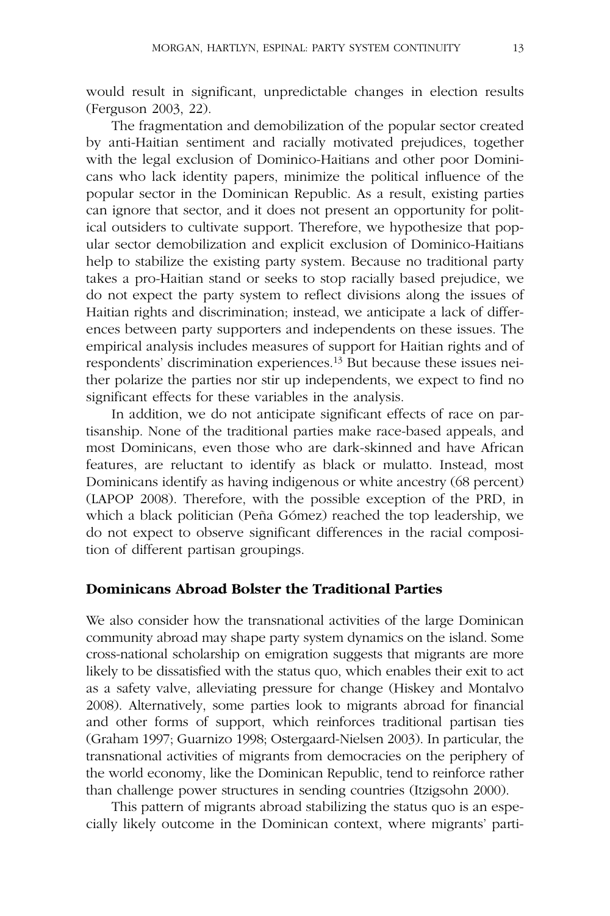would result in significant, unpredictable changes in election results (Ferguson 2003, 22).

The fragmentation and demobilization of the popular sector created by anti-Haitian sentiment and racially motivated prejudices, together with the legal exclusion of Dominico-Haitians and other poor Dominicans who lack identity papers, minimize the political influence of the popular sector in the Dominican Republic. As a result, existing parties can ignore that sector, and it does not present an opportunity for political outsiders to cultivate support. Therefore, we hypothesize that popular sector demobilization and explicit exclusion of Dominico-Haitians help to stabilize the existing party system. Because no traditional party takes a pro-Haitian stand or seeks to stop racially based prejudice, we do not expect the party system to reflect divisions along the issues of Haitian rights and discrimination; instead, we anticipate a lack of differences between party supporters and independents on these issues. The empirical analysis includes measures of support for Haitian rights and of respondents' discrimination experiences.[13] But because these issues neither polarize the parties nor stir up independents, we expect to find no significant effects for these variables in the analysis.

In addition, we do not anticipate significant effects of race on partisanship. None of the traditional parties make race-based appeals, and most Dominicans, even those who are dark-skinned and have African features, are reluctant to identify as black or mulatto. Instead, most Dominicans identify as having indigenous or white ancestry (68 percent) (LAPOP 2008). Therefore, with the possible exception of the PRD, in which a black politician (Peña Gómez) reached the top leadership, we do not expect to observe significant differences in the racial composition of different partisan groupings.

## Dominicans Abroad Bolster the Traditional Parties

We also consider how the transnational activities of the large Dominican community abroad may shape party system dynamics on the island. Some cross-national scholarship on emigration suggests that migrants are more likely to be dissatisfied with the status quo, which enables their exit to act as a safety valve, alleviating pressure for change (Hiskey and Montalvo 2008). Alternatively, some parties look to migrants abroad for financial and other forms of support, which reinforces traditional partisan ties (Graham 1997; Guarnizo 1998; Ostergaard-Nielsen 2003). In particular, the transnational activities of migrants from democracies on the periphery of the world economy, like the Dominican Republic, tend to reinforce rather than challenge power structures in sending countries (Itzigsohn 2000).

This pattern of migrants abroad stabilizing the status quo is an especially likely outcome in the Dominican context, where migrants' parti-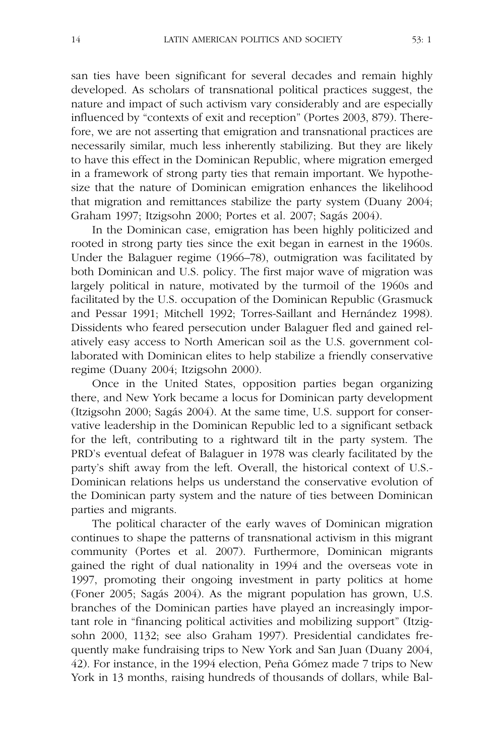san ties have been significant for several decades and remain highly developed. As scholars of transnational political practices suggest, the nature and impact of such activism vary considerably and are especially influenced by "contexts of exit and reception" (Portes 2003, 879). Therefore, we are not asserting that emigration and transnational practices are necessarily similar, much less inherently stabilizing. But they are likely to have this effect in the Dominican Republic, where migration emerged in a framework of strong party ties that remain important. We hypothesize that the nature of Dominican emigration enhances the likelihood that migration and remittances stabilize the party system (Duany 2004; Graham 1997; Itzigsohn 2000; Portes et al. 2007; Sagás 2004).

In the Dominican case, emigration has been highly politicized and rooted in strong party ties since the exit began in earnest in the 1960s. Under the Balaguer regime (1966–78), outmigration was facilitated by both Dominican and U.S. policy. The first major wave of migration was largely political in nature, motivated by the turmoil of the 1960s and facilitated by the U.S. occupation of the Dominican Republic (Grasmuck and Pessar 1991; Mitchell 1992; Torres-Saillant and Hernández 1998). Dissidents who feared persecution under Balaguer fled and gained relatively easy access to North American soil as the U.S. government collaborated with Dominican elites to help stabilize a friendly conservative regime (Duany 2004; Itzigsohn 2000).

Once in the United States, opposition parties began organizing there, and New York became a locus for Dominican party development (Itzigsohn 2000; Sagás 2004). At the same time, U.S. support for conservative leadership in the Dominican Republic led to a significant setback for the left, contributing to a rightward tilt in the party system. The PRD's eventual defeat of Balaguer in 1978 was clearly facilitated by the party's shift away from the left. Overall, the historical context of U.S.-Dominican relations helps us understand the conservative evolution of the Dominican party system and the nature of ties between Dominican parties and migrants.

The political character of the early waves of Dominican migration continues to shape the patterns of transnational activism in this migrant community (Portes et al. 2007). Furthermore, Dominican migrants gained the right of dual nationality in 1994 and the overseas vote in 1997, promoting their ongoing investment in party politics at home (Foner 2005; Sagás 2004). As the migrant population has grown, U.S. branches of the Dominican parties have played an increasingly important role in "financing political activities and mobilizing support" (Itzigsohn 2000, 1132; see also Graham 1997). Presidential candidates frequently make fundraising trips to New York and San Juan (Duany 2004, 42). For instance, in the 1994 election, Peña Gómez made 7 trips to New York in 13 months, raising hundreds of thousands of dollars, while Bal-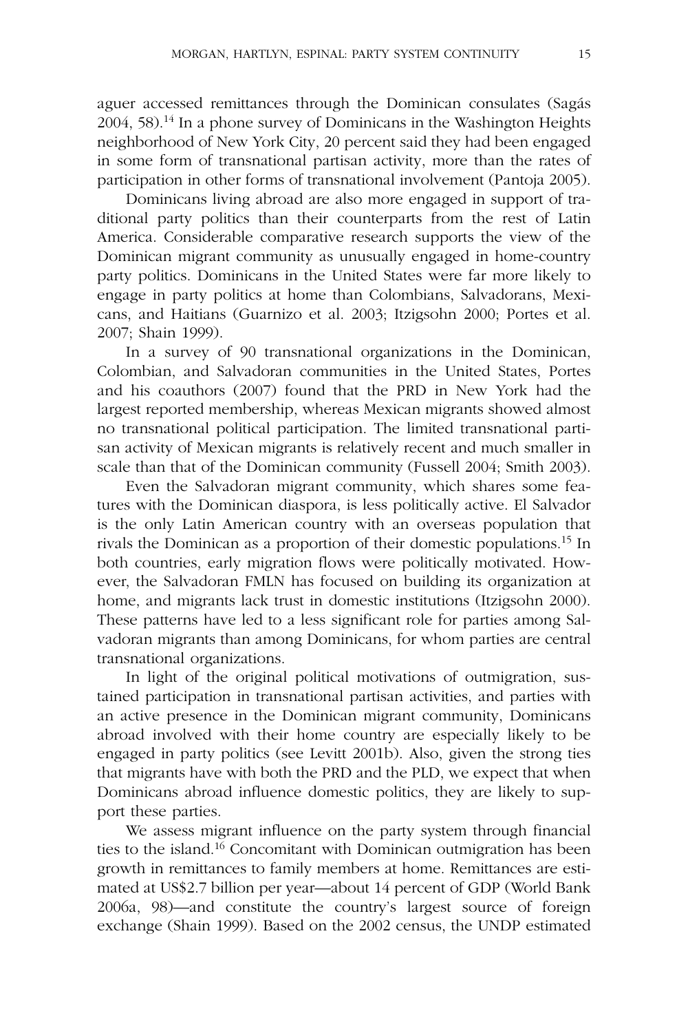aguer accessed remittances through the Dominican consulates (Sagás 2004, 58).[14] In a phone survey of Dominicans in the Washington Heights neighborhood of New York City, 20 percent said they had been engaged in some form of transnational partisan activity, more than the rates of participation in other forms of transnational involvement (Pantoja 2005).

Dominicans living abroad are also more engaged in support of traditional party politics than their counterparts from the rest of Latin America. Considerable comparative research supports the view of the Dominican migrant community as unusually engaged in home-country party politics. Dominicans in the United States were far more likely to engage in party politics at home than Colombians, Salvadorans, Mexicans, and Haitians (Guarnizo et al. 2003; Itzigsohn 2000; Portes et al. 2007; Shain 1999).

In a survey of 90 transnational organizations in the Dominican, Colombian, and Salvadoran communities in the United States, Portes and his coauthors (2007) found that the PRD in New York had the largest reported membership, whereas Mexican migrants showed almost no transnational political participation. The limited transnational partisan activity of Mexican migrants is relatively recent and much smaller in scale than that of the Dominican community (Fussell 2004; Smith 2003).

Even the Salvadoran migrant community, which shares some features with the Dominican diaspora, is less politically active. El Salvador is the only Latin American country with an overseas population that rivals the Dominican as a proportion of their domestic populations.[15] In both countries, early migration flows were politically motivated. However, the Salvadoran FMLN has focused on building its organization at home, and migrants lack trust in domestic institutions (Itzigsohn 2000). These patterns have led to a less significant role for parties among Salvadoran migrants than among Dominicans, for whom parties are central transnational organizations.

In light of the original political motivations of outmigration, sustained participation in transnational partisan activities, and parties with an active presence in the Dominican migrant community, Dominicans abroad involved with their home country are especially likely to be engaged in party politics (see Levitt 2001b). Also, given the strong ties that migrants have with both the PRD and the PLD, we expect that when Dominicans abroad influence domestic politics, they are likely to support these parties.

We assess migrant influence on the party system through financial ties to the island.[16] Concomitant with Dominican outmigration has been growth in remittances to family members at home. Remittances are estimated at US$2.7 billion per year—about 14 percent of GDP (World Bank 2006a, 98)—and constitute the country's largest source of foreign exchange (Shain 1999). Based on the 2002 census, the UNDP estimated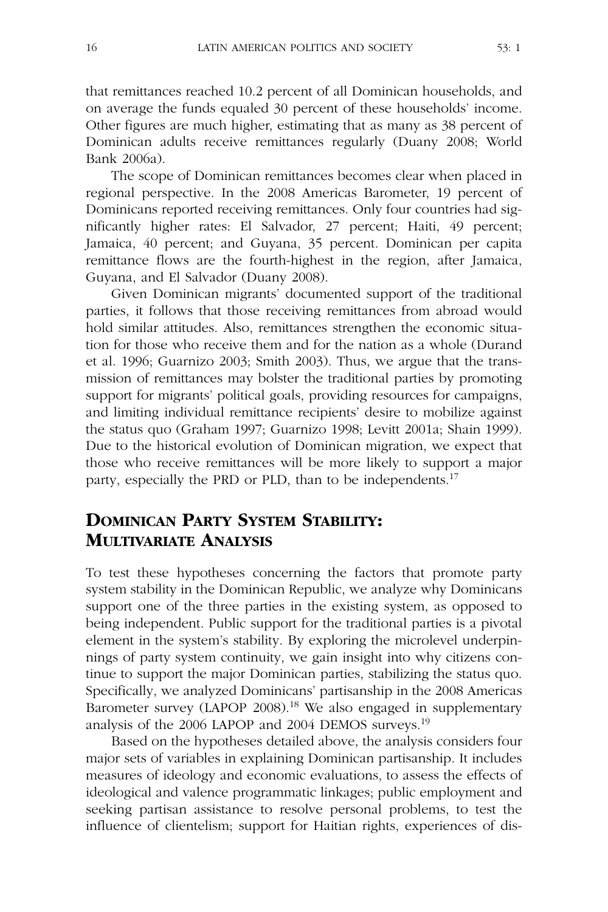that remittances reached 10.2 percent of all Dominican households, and on average the funds equaled 30 percent of these households' income. Other figures are much higher, estimating that as many as 38 percent of Dominican adults receive remittances regularly (Duany 2008; World Bank 2006a).

The scope of Dominican remittances becomes clear when placed in regional perspective. In the 2008 Americas Barometer, 19 percent of Dominicans reported receiving remittances. Only four countries had significantly higher rates: El Salvador, 27 percent; Haiti, 49 percent; Jamaica, 40 percent; and Guyana, 35 percent. Dominican per capita remittance flows are the fourth-highest in the region, after Jamaica, Guyana, and El Salvador (Duany 2008).

Given Dominican migrants' documented support of the traditional parties, it follows that those receiving remittances from abroad would hold similar attitudes. Also, remittances strengthen the economic situation for those who receive them and for the nation as a whole (Durand et al. 1996; Guarnizo 2003; Smith 2003). Thus, we argue that the transmission of remittances may bolster the traditional parties by promoting support for migrants' political goals, providing resources for campaigns, and limiting individual remittance recipients' desire to mobilize against the status quo (Graham 1997; Guarnizo 1998; Levitt 2001a; Shain 1999). Due to the historical evolution of Dominican migration, we expect that those who receive remittances will be more likely to support a major party, especially the PRD or PLD, than to be independents.[17]

## Dominican Party System Stability: Multivariate Analysis

To test these hypotheses concerning the factors that promote party system stability in the Dominican Republic, we analyze why Dominicans support one of the three parties in the existing system, as opposed to being independent. Public support for the traditional parties is a pivotal element in the system's stability. By exploring the microlevel underpinnings of party system continuity, we gain insight into why citizens continue to support the major Dominican parties, stabilizing the status quo. Specifically, we analyzed Dominicans' partisanship in the 2008 Americas Barometer survey (LAPOP 2008).[18] We also engaged in supplementary analysis of the 2006 LAPOP and 2004 DEMOS surveys.[19]

Based on the hypotheses detailed above, the analysis considers four major sets of variables in explaining Dominican partisanship. It includes measures of ideology and economic evaluations, to assess the effects of ideological and valence programmatic linkages; public employment and seeking partisan assistance to resolve personal problems, to test the influence of clientelism; support for Haitian rights, experiences of dis-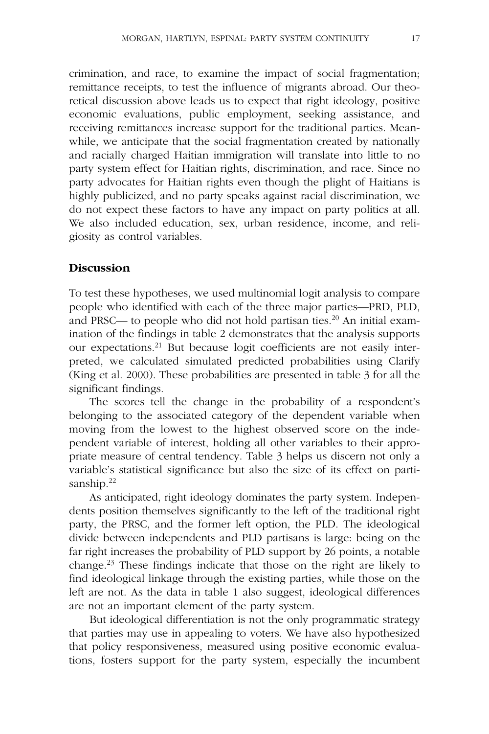crimination, and race, to examine the impact of social fragmentation; remittance receipts, to test the influence of migrants abroad. Our theoretical discussion above leads us to expect that right ideology, positive economic evaluations, public employment, seeking assistance, and receiving remittances increase support for the traditional parties. Meanwhile, we anticipate that the social fragmentation created by nationally and racially charged Haitian immigration will translate into little to no party system effect for Haitian rights, discrimination, and race. Since no party advocates for Haitian rights even though the plight of Haitians is highly publicized, and no party speaks against racial discrimination, we do not expect these factors to have any impact on party politics at all. We also included education, sex, urban residence, income, and religiosity as control variables.

## Discussion

To test these hypotheses, we used multinomial logit analysis to compare people who identified with each of the three major parties—PRD, PLD, and PRSC— to people who did not hold partisan ties.[20] An initial examination of the findings in table 2 demonstrates that the analysis supports our expectations.[21] But because logit coefficients are not easily interpreted, we calculated simulated predicted probabilities using Clarify (King et al. 2000). These probabilities are presented in table 3 for all the significant findings.

The scores tell the change in the probability of a respondent's belonging to the associated category of the dependent variable when moving from the lowest to the highest observed score on the independent variable of interest, holding all other variables to their appropriate measure of central tendency. Table 3 helps us discern not only a variable's statistical significance but also the size of its effect on partisanship.[22]

As anticipated, right ideology dominates the party system. Independents position themselves significantly to the left of the traditional right party, the PRSC, and the former left option, the PLD. The ideological divide between independents and PLD partisans is large: being on the far right increases the probability of PLD support by 26 points, a notable change.[23] These findings indicate that those on the right are likely to find ideological linkage through the existing parties, while those on the left are not. As the data in table 1 also suggest, ideological differences are not an important element of the party system.

But ideological differentiation is not the only programmatic strategy that parties may use in appealing to voters. We have also hypothesized that policy responsiveness, measured using positive economic evaluations, fosters support for the party system, especially the incumbent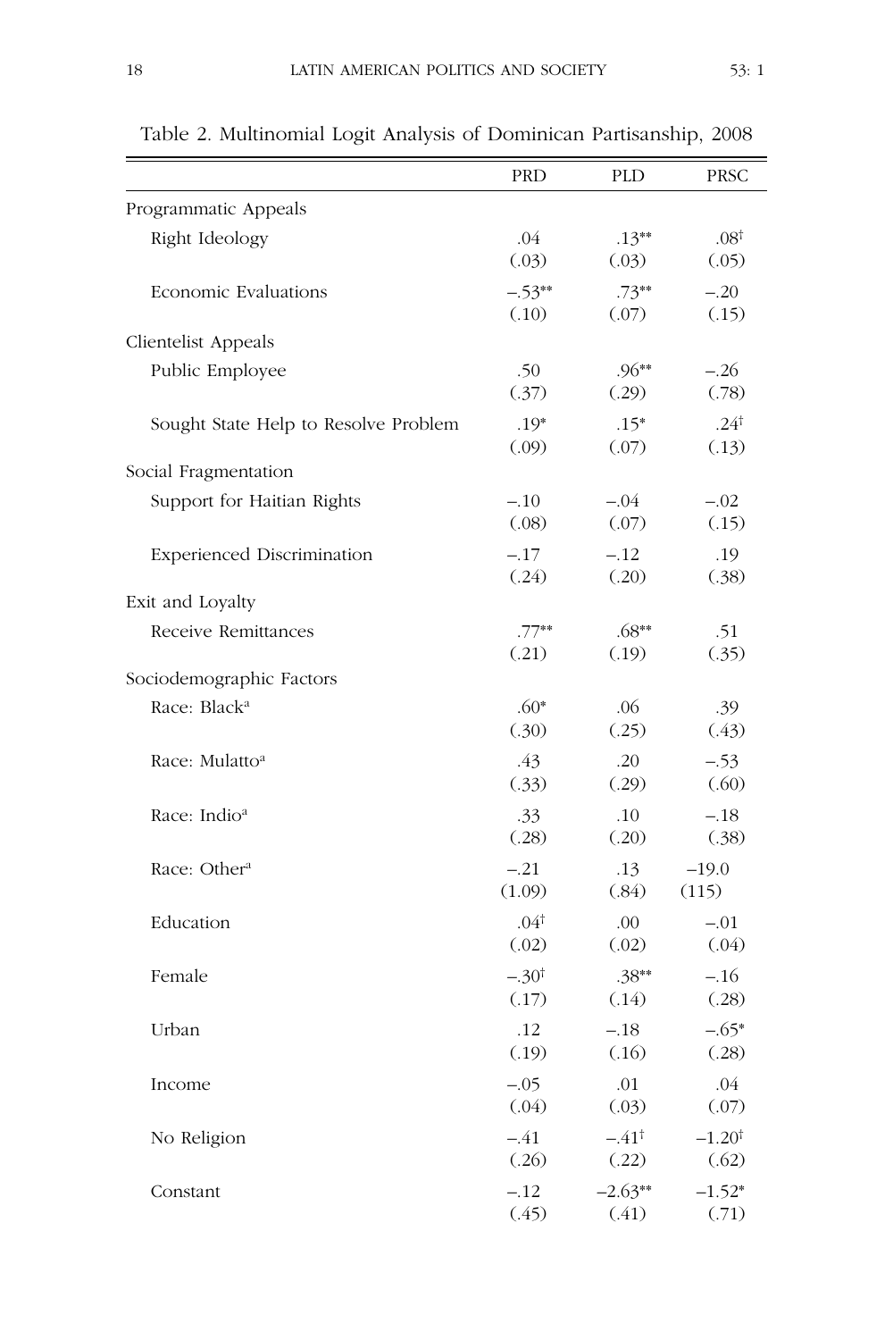Table 2. Multinomial Logit Analysis of Dominican Partisanship, 2008

| | PRD | PLD | PRSC |
|---|---|---|---|
| Programmatic Appeals | | | |
| Right Ideology | .04 (.03) | .13** (.03) | .08† (.05) |
| Economic Evaluations | –.53** (.10) | .73** (.07) | –.20 (.15) |
| Clientelist Appeals | | | |
| Public Employee | .50 (.37) | .96** (.29) | –.26 (.78) |
| Sought State Help to Resolve Problem | .19* (.09) | .15* (.07) | .24† (.13) |
| Social Fragmentation | | | |
| Support for Haitian Rights | –.10 (.08) | –.04 (.07) | –.02 (.15) |
| Experienced Discrimination | –.17 (.24) | –.12 (.20) | .19 (.38) |
| Exit and Loyalty | | | |
| Receive Remittances | .77** (.21) | .68** (.19) | .51 (.35) |
| Sociodemographic Factors | | | |
| Race: Black[a] | .60* (.30) | .06 (.25) | .39 (.43) |
| Race: Mulatto[a] | .43 (.33) | .20 (.29) | –.53 (.60) |
| Race: Indio[a] | .33 (.28) | .10 (.20) | –.18 (.38) |
| Race: Other[a] | –.21 (1.09) | .13 (.84) | –19.0 (115) |
| Education | .04† (.02) | .00 (.02) | –.01 (.04) |
| Female | –.30† (.17) | .38** (.14) | –.16 (.28) |
| Urban | .12 (.19) | –.18 (.16) | –.65* (.28) |
| Income | –.05 (.04) | .01 (.03) | .04 (.07) |
| No Religion | –.41 (.26) | –.41† (.22) | –1.20† (.62) |
| Constant | –.12 (.45) | –2.63** (.41) | –1.52* (.71) |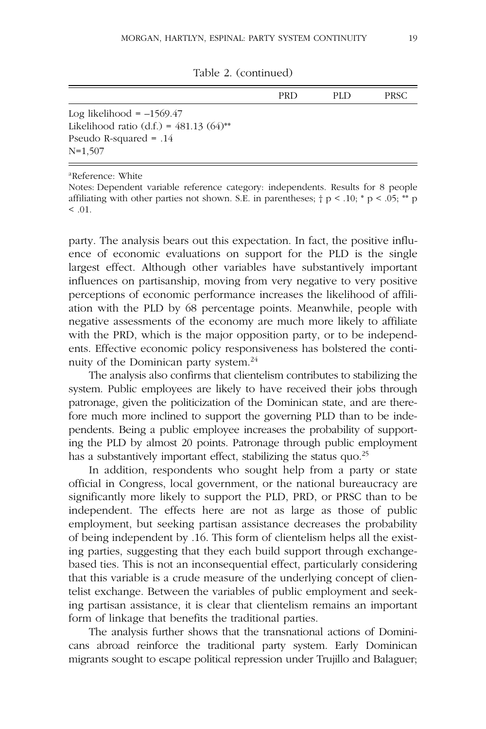Table 2. (continued)

| | PRD | PLD | PRSC |
|---|---|---|---|
| Log likelihood = –1569.47 | | | |
| Likelihood ratio (d.f.) = 481.13 (64)** | | | |
| Pseudo R-squared = .14 | | | |
| N=1,507 | | | |

[a]Reference: White

Notes: Dependent variable reference category: independents. Results for 8 people affiliating with other parties not shown. S.E. in parentheses; † p < .10; * p < .05; ** p < .01.

party. The analysis bears out this expectation. In fact, the positive influence of economic evaluations on support for the PLD is the single largest effect. Although other variables have substantively important influences on partisanship, moving from very negative to very positive perceptions of economic performance increases the likelihood of affiliation with the PLD by 68 percentage points. Meanwhile, people with negative assessments of the economy are much more likely to affiliate with the PRD, which is the major opposition party, or to be independents. Effective economic policy responsiveness has bolstered the continuity of the Dominican party system.[24]

The analysis also confirms that clientelism contributes to stabilizing the system. Public employees are likely to have received their jobs through patronage, given the politicization of the Dominican state, and are therefore much more inclined to support the governing PLD than to be independents. Being a public employee increases the probability of supporting the PLD by almost 20 points. Patronage through public employment has a substantively important effect, stabilizing the status quo.[25]

In addition, respondents who sought help from a party or state official in Congress, local government, or the national bureaucracy are significantly more likely to support the PLD, PRD, or PRSC than to be independent. The effects here are not as large as those of public employment, but seeking partisan assistance decreases the probability of being independent by .16. This form of clientelism helps all the existing parties, suggesting that they each build support through exchange-based ties. This is not an inconsequential effect, particularly considering that this variable is a crude measure of the underlying concept of clientelist exchange. Between the variables of public employment and seeking partisan assistance, it is clear that clientelism remains an important form of linkage that benefits the traditional parties.

The analysis further shows that the transnational actions of Dominicans abroad reinforce the traditional party system. Early Dominican migrants sought to escape political repression under Trujillo and Balaguer;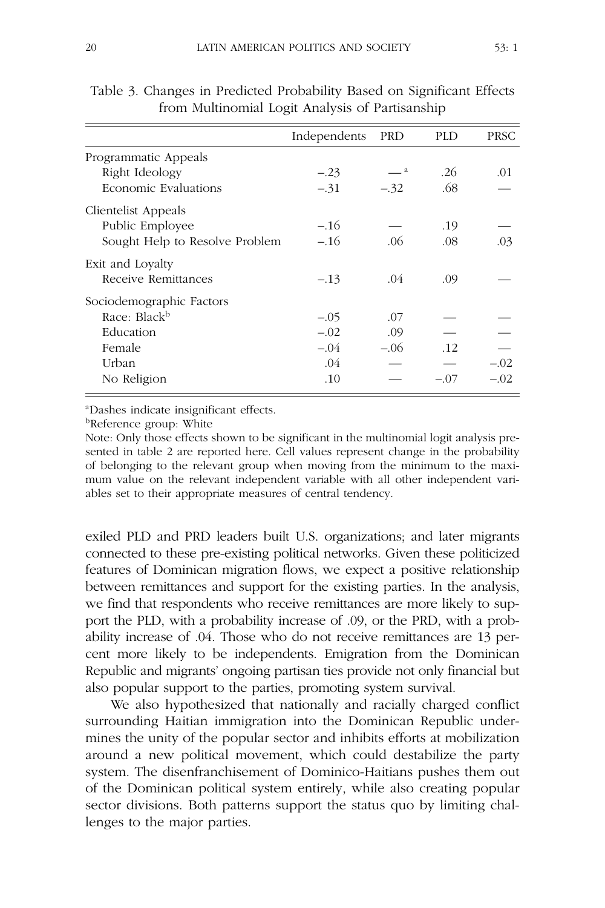Table 3. Changes in Predicted Probability Based on Significant Effects from Multinomial Logit Analysis of Partisanship

| | Independents | PRD | PLD | PRSC |
|---|---|---|---|---|
| Programmatic Appeals | | | | |
| Right Ideology | –.23 | —[a] | .26 | .01 |
| Economic Evaluations | –.31 | –.32 | .68 | — |
| Clientelist Appeals | | | | |
| Public Employee | –.16 | — | .19 | — |
| Sought Help to Resolve Problem | –.16 | .06 | .08 | .03 |
| Exit and Loyalty | | | | |
| Receive Remittances | –.13 | .04 | .09 | — |
| Sociodemographic Factors | | | | |
| Race: Black[b] | –.05 | .07 | — | — |
| Education | –.02 | .09 | — | — |
| Female | –.04 | –.06 | .12 | — |
| Urban | .04 | — | — | –.02 |
| No Religion | .10 | — | –.07 | –.02 |

[a]Dashes indicate insignificant effects.

[b]Reference group: White

Note: Only those effects shown to be significant in the multinomial logit analysis presented in table 2 are reported here. Cell values represent change in the probability of belonging to the relevant group when moving from the minimum to the maximum value on the relevant independent variable with all other independent variables set to their appropriate measures of central tendency.

exiled PLD and PRD leaders built U.S. organizations; and later migrants connected to these pre-existing political networks. Given these politicized features of Dominican migration flows, we expect a positive relationship between remittances and support for the existing parties. In the analysis, we find that respondents who receive remittances are more likely to support the PLD, with a probability increase of .09, or the PRD, with a probability increase of .04. Those who do not receive remittances are 13 percent more likely to be independents. Emigration from the Dominican Republic and migrants' ongoing partisan ties provide not only financial but also popular support to the parties, promoting system survival.

We also hypothesized that nationally and racially charged conflict surrounding Haitian immigration into the Dominican Republic undermines the unity of the popular sector and inhibits efforts at mobilization around a new political movement, which could destabilize the party system. The disenfranchisement of Dominico-Haitians pushes them out of the Dominican political system entirely, while also creating popular sector divisions. Both patterns support the status quo by limiting challenges to the major parties.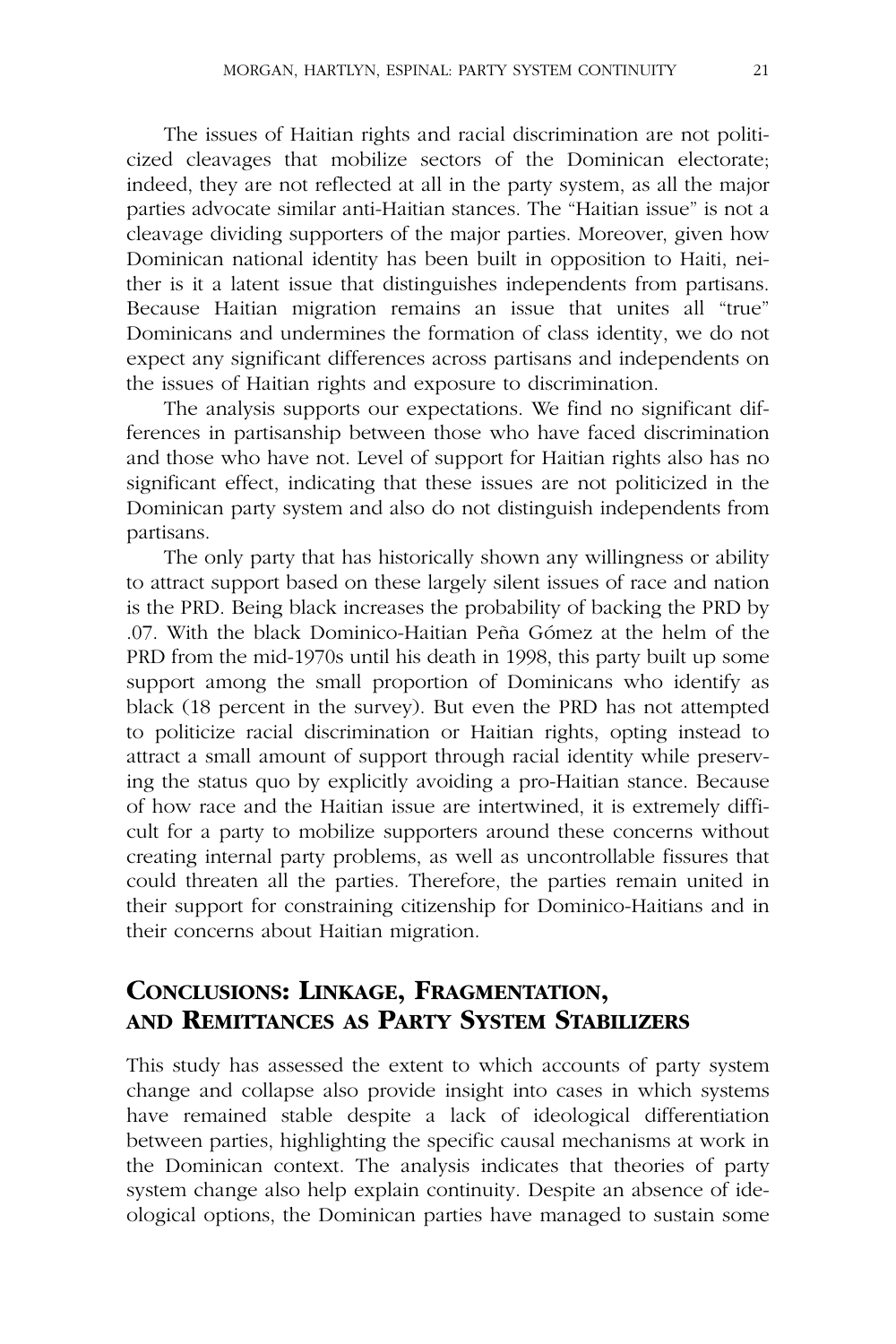The issues of Haitian rights and racial discrimination are not politicized cleavages that mobilize sectors of the Dominican electorate; indeed, they are not reflected at all in the party system, as all the major parties advocate similar anti-Haitian stances. The "Haitian issue" is not a cleavage dividing supporters of the major parties. Moreover, given how Dominican national identity has been built in opposition to Haiti, neither is it a latent issue that distinguishes independents from partisans. Because Haitian migration remains an issue that unites all "true" Dominicans and undermines the formation of class identity, we do not expect any significant differences across partisans and independents on the issues of Haitian rights and exposure to discrimination.

The analysis supports our expectations. We find no significant differences in partisanship between those who have faced discrimination and those who have not. Level of support for Haitian rights also has no significant effect, indicating that these issues are not politicized in the Dominican party system and also do not distinguish independents from partisans.

The only party that has historically shown any willingness or ability to attract support based on these largely silent issues of race and nation is the PRD. Being black increases the probability of backing the PRD by .07. With the black Dominico-Haitian Peña Gómez at the helm of the PRD from the mid-1970s until his death in 1998, this party built up some support among the small proportion of Dominicans who identify as black (18 percent in the survey). But even the PRD has not attempted to politicize racial discrimination or Haitian rights, opting instead to attract a small amount of support through racial identity while preserving the status quo by explicitly avoiding a pro-Haitian stance. Because of how race and the Haitian issue are intertwined, it is extremely difficult for a party to mobilize supporters around these concerns without creating internal party problems, as well as uncontrollable fissures that could threaten all the parties. Therefore, the parties remain united in their support for constraining citizenship for Dominico-Haitians and in their concerns about Haitian migration.

## Conclusions: Linkage, Fragmentation, and Remittances as Party System Stabilizers

This study has assessed the extent to which accounts of party system change and collapse also provide insight into cases in which systems have remained stable despite a lack of ideological differentiation between parties, highlighting the specific causal mechanisms at work in the Dominican context. The analysis indicates that theories of party system change also help explain continuity. Despite an absence of ideological options, the Dominican parties have managed to sustain some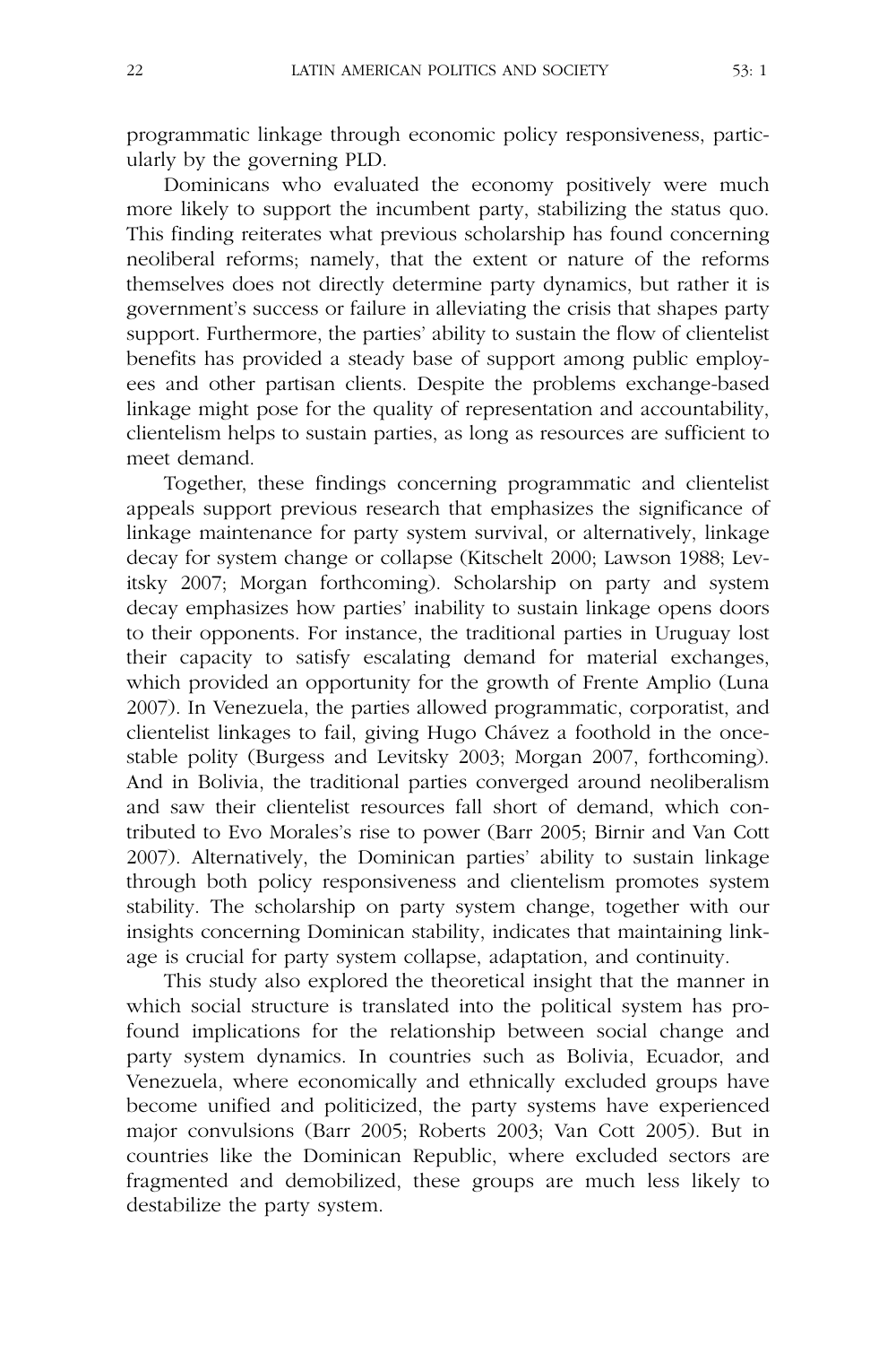programmatic linkage through economic policy responsiveness, particularly by the governing PLD.

Dominicans who evaluated the economy positively were much more likely to support the incumbent party, stabilizing the status quo. This finding reiterates what previous scholarship has found concerning neoliberal reforms; namely, that the extent or nature of the reforms themselves does not directly determine party dynamics, but rather it is government's success or failure in alleviating the crisis that shapes party support. Furthermore, the parties' ability to sustain the flow of clientelist benefits has provided a steady base of support among public employees and other partisan clients. Despite the problems exchange-based linkage might pose for the quality of representation and accountability, clientelism helps to sustain parties, as long as resources are sufficient to meet demand.

Together, these findings concerning programmatic and clientelist appeals support previous research that emphasizes the significance of linkage maintenance for party system survival, or alternatively, linkage decay for system change or collapse (Kitschelt 2000; Lawson 1988; Levitsky 2007; Morgan forthcoming). Scholarship on party and system decay emphasizes how parties' inability to sustain linkage opens doors to their opponents. For instance, the traditional parties in Uruguay lost their capacity to satisfy escalating demand for material exchanges, which provided an opportunity for the growth of Frente Amplio (Luna 2007). In Venezuela, the parties allowed programmatic, corporatist, and clientelist linkages to fail, giving Hugo Chávez a foothold in the once-stable polity (Burgess and Levitsky 2003; Morgan 2007, forthcoming). And in Bolivia, the traditional parties converged around neoliberalism and saw their clientelist resources fall short of demand, which contributed to Evo Morales's rise to power (Barr 2005; Birnir and Van Cott 2007). Alternatively, the Dominican parties' ability to sustain linkage through both policy responsiveness and clientelism promotes system stability. The scholarship on party system change, together with our insights concerning Dominican stability, indicates that maintaining linkage is crucial for party system collapse, adaptation, and continuity.

This study also explored the theoretical insight that the manner in which social structure is translated into the political system has profound implications for the relationship between social change and party system dynamics. In countries such as Bolivia, Ecuador, and Venezuela, where economically and ethnically excluded groups have become unified and politicized, the party systems have experienced major convulsions (Barr 2005; Roberts 2003; Van Cott 2005). But in countries like the Dominican Republic, where excluded sectors are fragmented and demobilized, these groups are much less likely to destabilize the party system.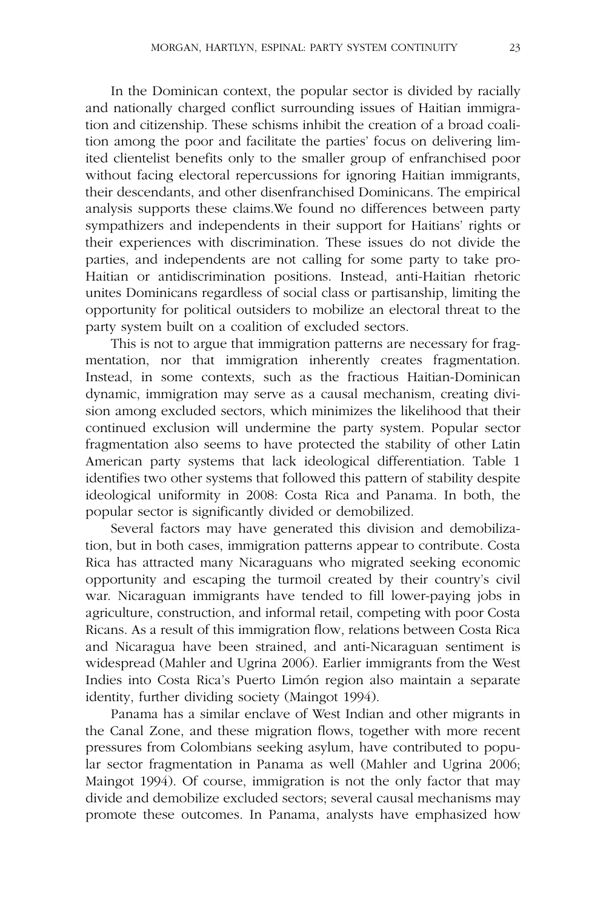In the Dominican context, the popular sector is divided by racially and nationally charged conflict surrounding issues of Haitian immigration and citizenship. These schisms inhibit the creation of a broad coalition among the poor and facilitate the parties' focus on delivering limited clientelist benefits only to the smaller group of enfranchised poor without facing electoral repercussions for ignoring Haitian immigrants, their descendants, and other disenfranchised Dominicans. The empirical analysis supports these claims.We found no differences between party sympathizers and independents in their support for Haitians' rights or their experiences with discrimination. These issues do not divide the parties, and independents are not calling for some party to take pro-Haitian or antidiscrimination positions. Instead, anti-Haitian rhetoric unites Dominicans regardless of social class or partisanship, limiting the opportunity for political outsiders to mobilize an electoral threat to the party system built on a coalition of excluded sectors.

This is not to argue that immigration patterns are necessary for fragmentation, nor that immigration inherently creates fragmentation. Instead, in some contexts, such as the fractious Haitian-Dominican dynamic, immigration may serve as a causal mechanism, creating division among excluded sectors, which minimizes the likelihood that their continued exclusion will undermine the party system. Popular sector fragmentation also seems to have protected the stability of other Latin American party systems that lack ideological differentiation. Table 1 identifies two other systems that followed this pattern of stability despite ideological uniformity in 2008: Costa Rica and Panama. In both, the popular sector is significantly divided or demobilized.

Several factors may have generated this division and demobilization, but in both cases, immigration patterns appear to contribute. Costa Rica has attracted many Nicaraguans who migrated seeking economic opportunity and escaping the turmoil created by their country's civil war. Nicaraguan immigrants have tended to fill lower-paying jobs in agriculture, construction, and informal retail, competing with poor Costa Ricans. As a result of this immigration flow, relations between Costa Rica and Nicaragua have been strained, and anti-Nicaraguan sentiment is widespread (Mahler and Ugrina 2006). Earlier immigrants from the West Indies into Costa Rica's Puerto Limón region also maintain a separate identity, further dividing society (Maingot 1994).

Panama has a similar enclave of West Indian and other migrants in the Canal Zone, and these migration flows, together with more recent pressures from Colombians seeking asylum, have contributed to popular sector fragmentation in Panama as well (Mahler and Ugrina 2006; Maingot 1994). Of course, immigration is not the only factor that may divide and demobilize excluded sectors; several causal mechanisms may promote these outcomes. In Panama, analysts have emphasized how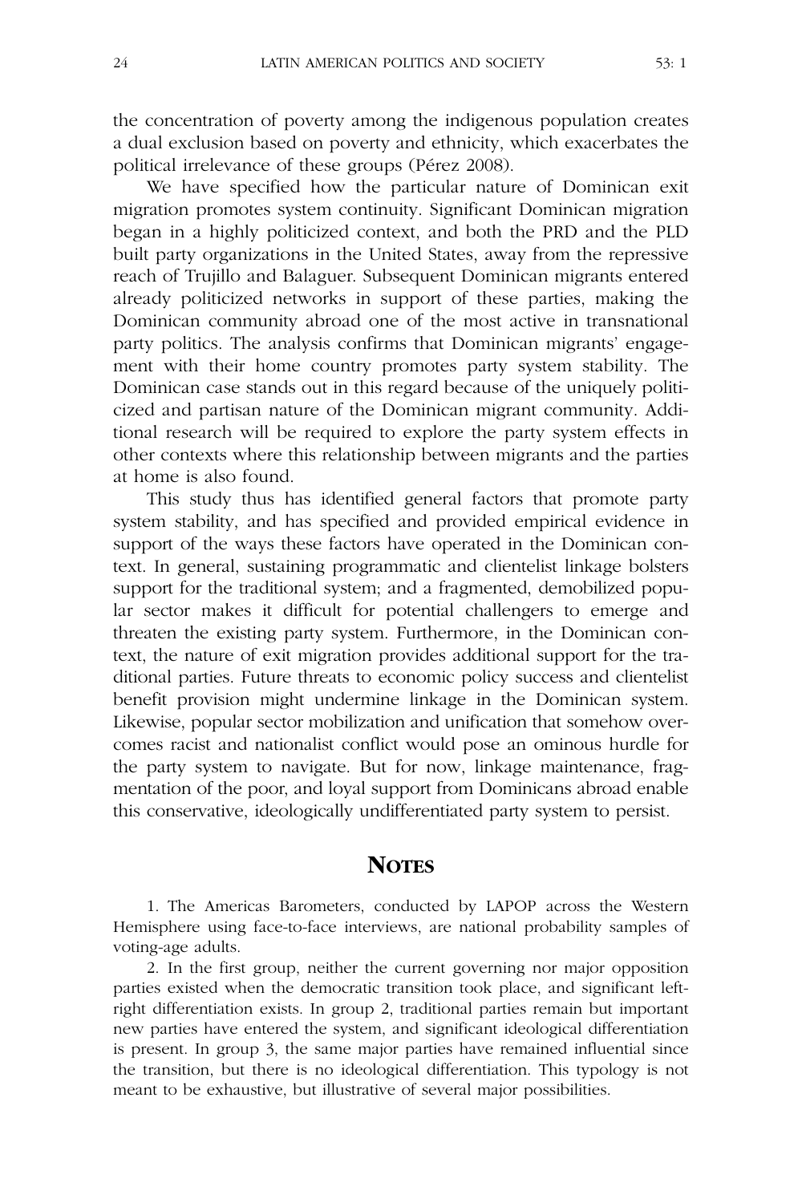the concentration of poverty among the indigenous population creates a dual exclusion based on poverty and ethnicity, which exacerbates the political irrelevance of these groups (Pérez 2008).

We have specified how the particular nature of Dominican exit migration promotes system continuity. Significant Dominican migration began in a highly politicized context, and both the PRD and the PLD built party organizations in the United States, away from the repressive reach of Trujillo and Balaguer. Subsequent Dominican migrants entered already politicized networks in support of these parties, making the Dominican community abroad one of the most active in transnational party politics. The analysis confirms that Dominican migrants' engagement with their home country promotes party system stability. The Dominican case stands out in this regard because of the uniquely politicized and partisan nature of the Dominican migrant community. Additional research will be required to explore the party system effects in other contexts where this relationship between migrants and the parties at home is also found.

This study thus has identified general factors that promote party system stability, and has specified and provided empirical evidence in support of the ways these factors have operated in the Dominican context. In general, sustaining programmatic and clientelist linkage bolsters support for the traditional system; and a fragmented, demobilized popular sector makes it difficult for potential challengers to emerge and threaten the existing party system. Furthermore, in the Dominican context, the nature of exit migration provides additional support for the traditional parties. Future threats to economic policy success and clientelist benefit provision might undermine linkage in the Dominican system. Likewise, popular sector mobilization and unification that somehow overcomes racist and nationalist conflict would pose an ominous hurdle for the party system to navigate. But for now, linkage maintenance, fragmentation of the poor, and loyal support from Dominicans abroad enable this conservative, ideologically undifferentiated party system to persist.

## NOTES

1. The Americas Barometers, conducted by LAPOP across the Western Hemisphere using face-to-face interviews, are national probability samples of voting-age adults.

2. In the first group, neither the current governing nor major opposition parties existed when the democratic transition took place, and significant left-right differentiation exists. In group 2, traditional parties remain but important new parties have entered the system, and significant ideological differentiation is present. In group 3, the same major parties have remained influential since the transition, but there is no ideological differentiation. This typology is not meant to be exhaustive, but illustrative of several major possibilities.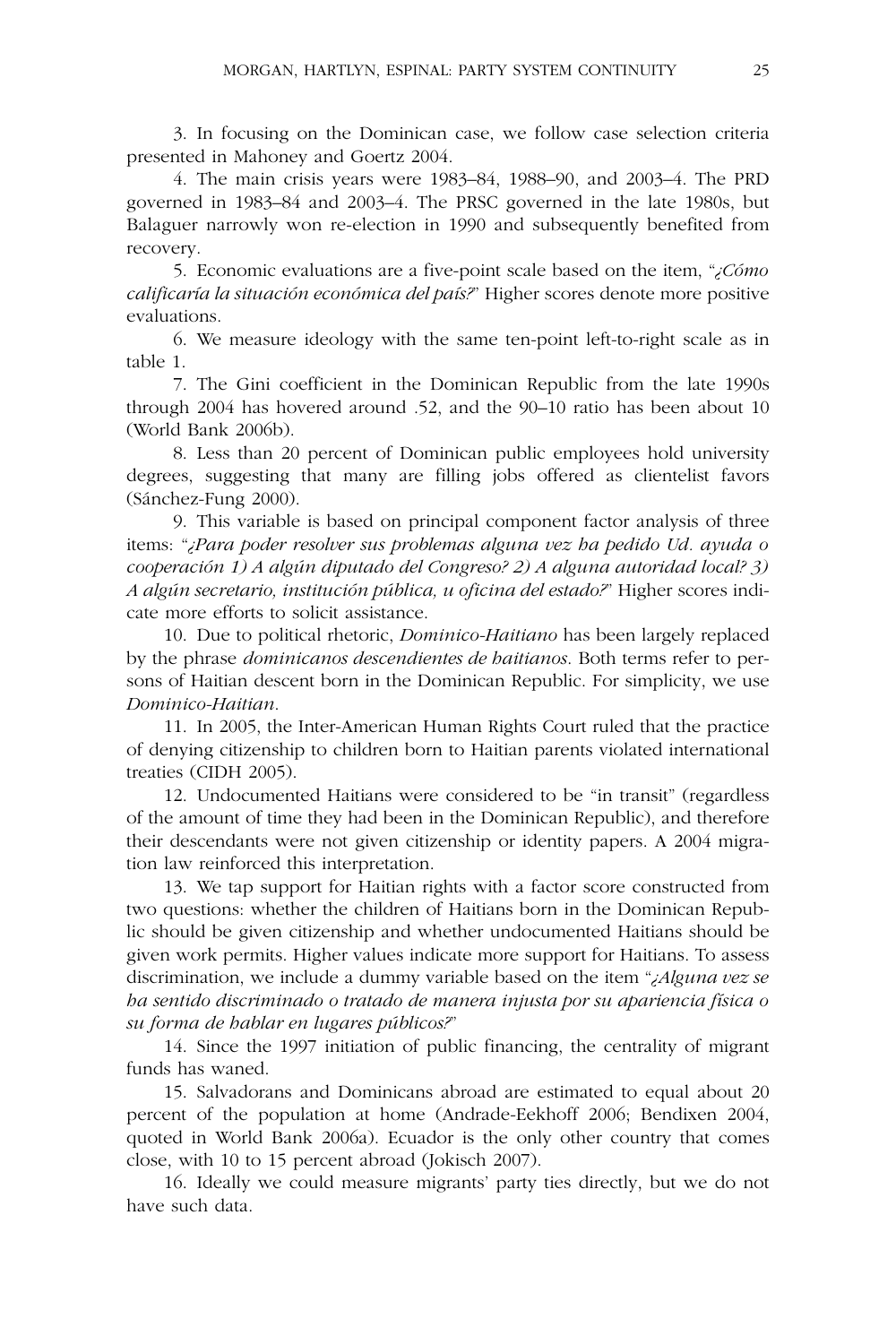3. In focusing on the Dominican case, we follow case selection criteria presented in Mahoney and Goertz 2004.

4. The main crisis years were 1983–84, 1988–90, and 2003–4. The PRD governed in 1983–84 and 2003–4. The PRSC governed in the late 1980s, but Balaguer narrowly won re-election in 1990 and subsequently benefited from recovery.

5. Economic evaluations are a five-point scale based on the item, "*¿Cómo calificaría la situación económica del país?*" Higher scores denote more positive evaluations.

6. We measure ideology with the same ten-point left-to-right scale as in table 1.

7. The Gini coefficient in the Dominican Republic from the late 1990s through 2004 has hovered around .52, and the 90–10 ratio has been about 10 (World Bank 2006b).

8. Less than 20 percent of Dominican public employees hold university degrees, suggesting that many are filling jobs offered as clientelist favors (Sánchez-Fung 2000).

9. This variable is based on principal component factor analysis of three items: "*¿Para poder resolver sus problemas alguna vez ha pedido Ud. ayuda o cooperación 1) A algún diputado del Congreso? 2) A alguna autoridad local? 3) A algún secretario, institución pública, u oficina del estado?*" Higher scores indicate more efforts to solicit assistance.

10. Due to political rhetoric, *Dominico-Haitiano* has been largely replaced by the phrase *dominicanos descendientes de haitianos*. Both terms refer to persons of Haitian descent born in the Dominican Republic. For simplicity, we use *Dominico-Haitian*.

11. In 2005, the Inter-American Human Rights Court ruled that the practice of denying citizenship to children born to Haitian parents violated international treaties (CIDH 2005).

12. Undocumented Haitians were considered to be "in transit" (regardless of the amount of time they had been in the Dominican Republic), and therefore their descendants were not given citizenship or identity papers. A 2004 migration law reinforced this interpretation.

13. We tap support for Haitian rights with a factor score constructed from two questions: whether the children of Haitians born in the Dominican Republic should be given citizenship and whether undocumented Haitians should be given work permits. Higher values indicate more support for Haitians. To assess discrimination, we include a dummy variable based on the item "*¿Alguna vez se ha sentido discriminado o tratado de manera injusta por su apariencia física o su forma de hablar en lugares públicos?*"

14. Since the 1997 initiation of public financing, the centrality of migrant funds has waned.

15. Salvadorans and Dominicans abroad are estimated to equal about 20 percent of the population at home (Andrade-Eekhoff 2006; Bendixen 2004, quoted in World Bank 2006a). Ecuador is the only other country that comes close, with 10 to 15 percent abroad (Jokisch 2007).

16. Ideally we could measure migrants' party ties directly, but we do not have such data.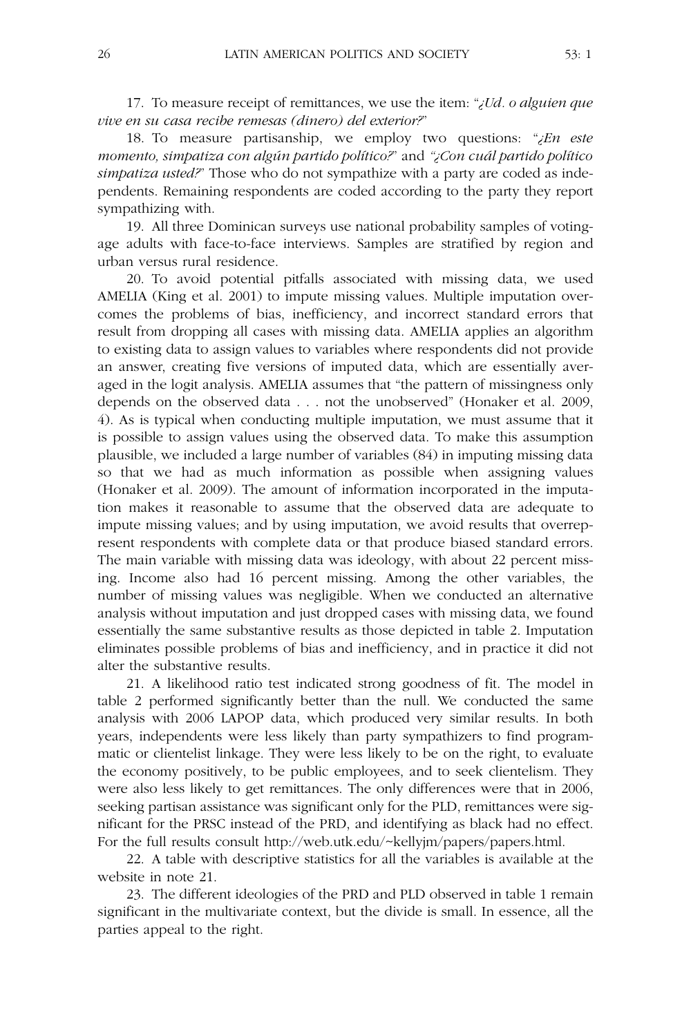17. To measure receipt of remittances, we use the item: "*¿Ud. o alguien que vive en su casa recibe remesas (dinero) del exterior?*"

18. To measure partisanship, we employ two questions: "*¿En este momento, simpatiza con algún partido político?*" and "*¿Con cuál partido político simpatiza usted?*" Those who do not sympathize with a party are coded as independents. Remaining respondents are coded according to the party they report sympathizing with.

19. All three Dominican surveys use national probability samples of voting-age adults with face-to-face interviews. Samples are stratified by region and urban versus rural residence.

20. To avoid potential pitfalls associated with missing data, we used AMELIA (King et al. 2001) to impute missing values. Multiple imputation overcomes the problems of bias, inefficiency, and incorrect standard errors that result from dropping all cases with missing data. AMELIA applies an algorithm to existing data to assign values to variables where respondents did not provide an answer, creating five versions of imputed data, which are essentially averaged in the logit analysis. AMELIA assumes that "the pattern of missingness only depends on the observed data . . . not the unobserved" (Honaker et al. 2009, 4). As is typical when conducting multiple imputation, we must assume that it is possible to assign values using the observed data. To make this assumption plausible, we included a large number of variables (84) in imputing missing data so that we had as much information as possible when assigning values (Honaker et al. 2009). The amount of information incorporated in the imputation makes it reasonable to assume that the observed data are adequate to impute missing values; and by using imputation, we avoid results that overrepresent respondents with complete data or that produce biased standard errors. The main variable with missing data was ideology, with about 22 percent missing. Income also had 16 percent missing. Among the other variables, the number of missing values was negligible. When we conducted an alternative analysis without imputation and just dropped cases with missing data, we found essentially the same substantive results as those depicted in table 2. Imputation eliminates possible problems of bias and inefficiency, and in practice it did not alter the substantive results.

21. A likelihood ratio test indicated strong goodness of fit. The model in table 2 performed significantly better than the null. We conducted the same analysis with 2006 LAPOP data, which produced very similar results. In both years, independents were less likely than party sympathizers to find programmatic or clientelist linkage. They were less likely to be on the right, to evaluate the economy positively, to be public employees, and to seek clientelism. They were also less likely to get remittances. The only differences were that in 2006, seeking partisan assistance was significant only for the PLD, remittances were significant for the PRSC instead of the PRD, and identifying as black had no effect. For the full results consult http://web.utk.edu/~kellyjm/papers/papers.html.

22. A table with descriptive statistics for all the variables is available at the website in note 21.

23. The different ideologies of the PRD and PLD observed in table 1 remain significant in the multivariate context, but the divide is small. In essence, all the parties appeal to the right.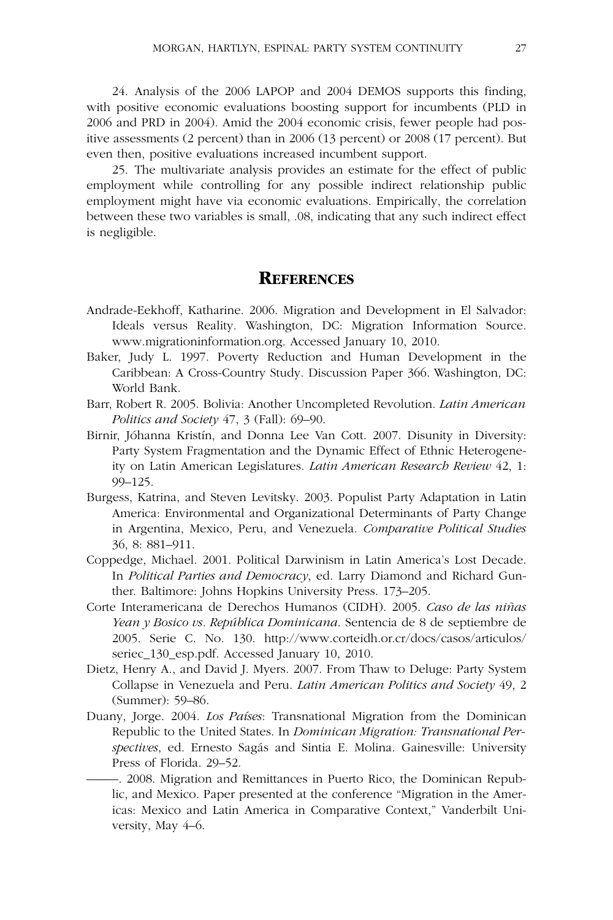24. Analysis of the 2006 LAPOP and 2004 DEMOS supports this finding, with positive economic evaluations boosting support for incumbents (PLD in 2006 and PRD in 2004). Amid the 2004 economic crisis, fewer people had positive assessments (2 percent) than in 2006 (13 percent) or 2008 (17 percent). But even then, positive evaluations increased incumbent support.

25. The multivariate analysis provides an estimate for the effect of public employment while controlling for any possible indirect relationship public employment might have via economic evaluations. Empirically, the correlation between these two variables is small, .08, indicating that any such indirect effect is negligible.

## REFERENCES

Andrade-Eekhoff, Katharine. 2006. Migration and Development in El Salvador: Ideals versus Reality. Washington, DC: Migration Information Source. www.migrationinformation.org. Accessed January 10, 2010.

Baker, Judy L. 1997. Poverty Reduction and Human Development in the Caribbean: A Cross-Country Study. Discussion Paper 366. Washington, DC: World Bank.

Barr, Robert R. 2005. Bolivia: Another Uncompleted Revolution. *Latin American Politics and Society* 47, 3 (Fall): 69–90.

Birnir, Jóhanna Kristín, and Donna Lee Van Cott. 2007. Disunity in Diversity: Party System Fragmentation and the Dynamic Effect of Ethnic Heterogeneity on Latin American Legislatures. *Latin American Research Review* 42, 1: 99–125.

Burgess, Katrina, and Steven Levitsky. 2003. Populist Party Adaptation in Latin America: Environmental and Organizational Determinants of Party Change in Argentina, Mexico, Peru, and Venezuela. *Comparative Political Studies* 36, 8: 881–911.

Coppedge, Michael. 2001. Political Darwinism in Latin America's Lost Decade. In *Political Parties and Democracy*, ed. Larry Diamond and Richard Gunther. Baltimore: Johns Hopkins University Press. 173–205.

Corte Interamericana de Derechos Humanos (CIDH). 2005. *Caso de las niñas Yean y Bosico vs. República Dominicana*. Sentencia de 8 de septiembre de 2005. Serie C. No. 130. http://www.corteidh.or.cr/docs/casos/articulos/seriec_130_esp.pdf. Accessed January 10, 2010.

Dietz, Henry A., and David J. Myers. 2007. From Thaw to Deluge: Party System Collapse in Venezuela and Peru. *Latin American Politics and Society* 49, 2 (Summer): 59–86.

Duany, Jorge. 2004. *Los Países*: Transnational Migration from the Dominican Republic to the United States. In *Dominican Migration: Transnational Perspectives*, ed. Ernesto Sagás and Sintia E. Molina. Gainesville: University Press of Florida. 29–52.

———. 2008. Migration and Remittances in Puerto Rico, the Dominican Republic, and Mexico. Paper presented at the conference "Migration in the Americas: Mexico and Latin America in Comparative Context," Vanderbilt University, May 4–6.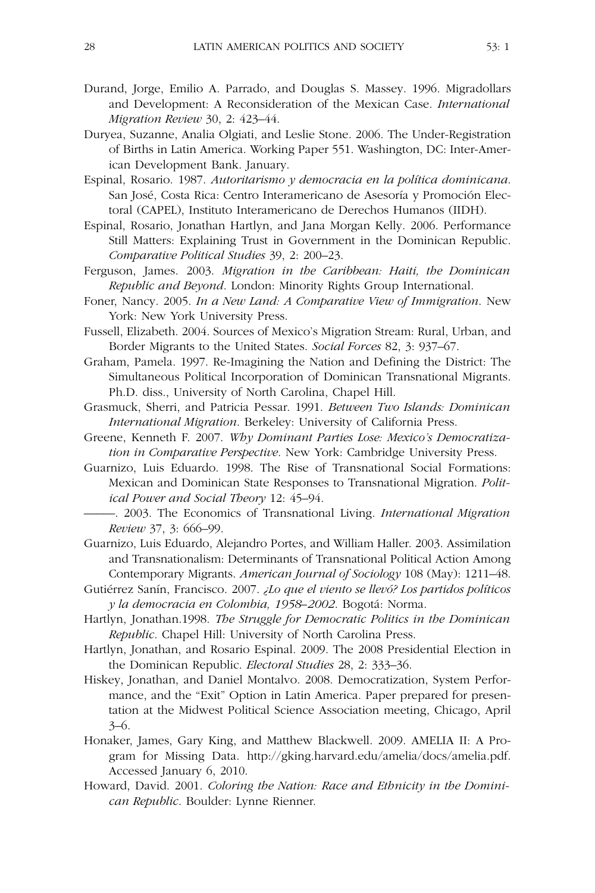Durand, Jorge, Emilio A. Parrado, and Douglas S. Massey. 1996. Migradollars and Development: A Reconsideration of the Mexican Case. *International Migration Review* 30, 2: 423–44.

Duryea, Suzanne, Analia Olgiati, and Leslie Stone. 2006. The Under-Registration of Births in Latin America. Working Paper 551. Washington, DC: Inter-American Development Bank. January.

Espinal, Rosario. 1987. *Autoritarismo y democracia en la política dominicana*. San José, Costa Rica: Centro Interamericano de Asesoría y Promoción Electoral (CAPEL), Instituto Interamericano de Derechos Humanos (IIDH).

Espinal, Rosario, Jonathan Hartlyn, and Jana Morgan Kelly. 2006. Performance Still Matters: Explaining Trust in Government in the Dominican Republic. *Comparative Political Studies* 39, 2: 200–23.

Ferguson, James. 2003. *Migration in the Caribbean: Haiti, the Dominican Republic and Beyond*. London: Minority Rights Group International.

Foner, Nancy. 2005. *In a New Land: A Comparative View of Immigration*. New York: New York University Press.

Fussell, Elizabeth. 2004. Sources of Mexico's Migration Stream: Rural, Urban, and Border Migrants to the United States. *Social Forces* 82, 3: 937–67.

Graham, Pamela. 1997. Re-Imagining the Nation and Defining the District: The Simultaneous Political Incorporation of Dominican Transnational Migrants. Ph.D. diss., University of North Carolina, Chapel Hill.

Grasmuck, Sherri, and Patricia Pessar. 1991. *Between Two Islands: Dominican International Migration*. Berkeley: University of California Press.

Greene, Kenneth F. 2007. *Why Dominant Parties Lose: Mexico's Democratization in Comparative Perspective*. New York: Cambridge University Press.

Guarnizo, Luis Eduardo. 1998. The Rise of Transnational Social Formations: Mexican and Dominican State Responses to Transnational Migration. *Political Power and Social Theory* 12: 45–94.

———. 2003. The Economics of Transnational Living. *International Migration Review* 37, 3: 666–99.

Guarnizo, Luis Eduardo, Alejandro Portes, and William Haller. 2003. Assimilation and Transnationalism: Determinants of Transnational Political Action Among Contemporary Migrants. *American Journal of Sociology* 108 (May): 1211–48.

Gutiérrez Sanín, Francisco. 2007. *¿Lo que el viento se llevó? Los partidos políticos y la democracia en Colombia, 1958–2002*. Bogotá: Norma.

Hartlyn, Jonathan.1998. *The Struggle for Democratic Politics in the Dominican Republic*. Chapel Hill: University of North Carolina Press.

Hartlyn, Jonathan, and Rosario Espinal. 2009. The 2008 Presidential Election in the Dominican Republic. *Electoral Studies* 28, 2: 333–36.

Hiskey, Jonathan, and Daniel Montalvo. 2008. Democratization, System Performance, and the "Exit" Option in Latin America. Paper prepared for presentation at the Midwest Political Science Association meeting, Chicago, April 3–6.

Honaker, James, Gary King, and Matthew Blackwell. 2009. AMELIA II: A Program for Missing Data. http://gking.harvard.edu/amelia/docs/amelia.pdf. Accessed January 6, 2010.

Howard, David. 2001. *Coloring the Nation: Race and Ethnicity in the Dominican Republic*. Boulder: Lynne Rienner.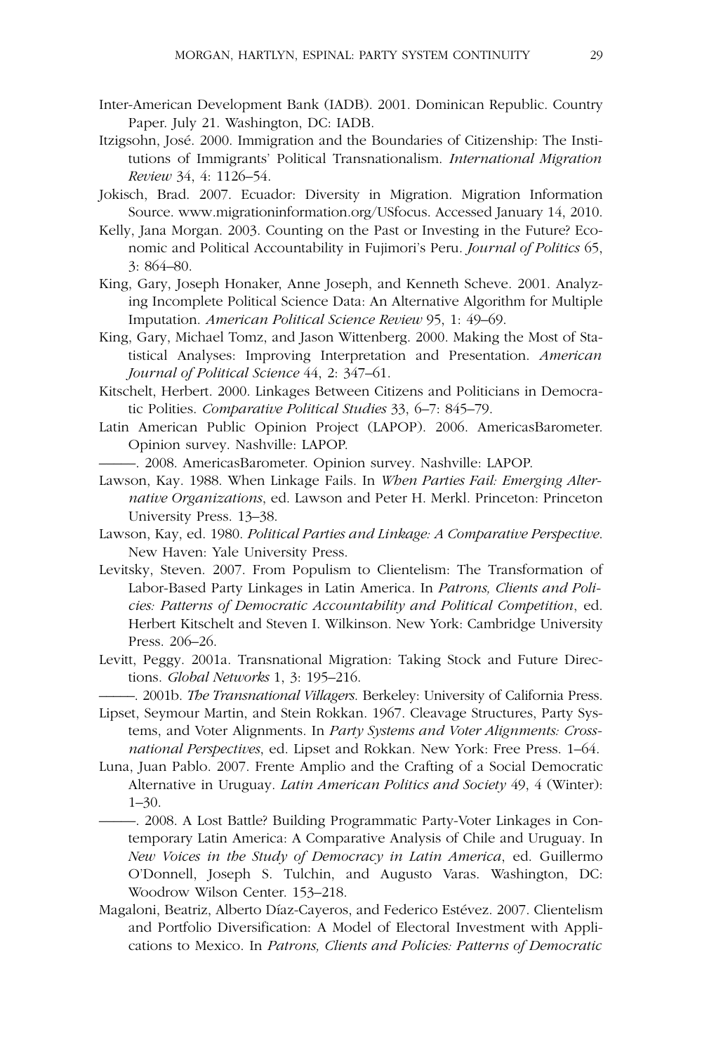Inter-American Development Bank (IADB). 2001. Dominican Republic. Country Paper. July 21. Washington, DC: IADB.

Itzigsohn, José. 2000. Immigration and the Boundaries of Citizenship: The Institutions of Immigrants' Political Transnationalism. *International Migration Review* 34, 4: 1126–54.

Jokisch, Brad. 2007. Ecuador: Diversity in Migration. Migration Information Source. www.migrationinformation.org/USfocus. Accessed January 14, 2010.

Kelly, Jana Morgan. 2003. Counting on the Past or Investing in the Future? Economic and Political Accountability in Fujimori's Peru. *Journal of Politics* 65, 3: 864–80.

King, Gary, Joseph Honaker, Anne Joseph, and Kenneth Scheve. 2001. Analyzing Incomplete Political Science Data: An Alternative Algorithm for Multiple Imputation. *American Political Science Review* 95, 1: 49–69.

King, Gary, Michael Tomz, and Jason Wittenberg. 2000. Making the Most of Statistical Analyses: Improving Interpretation and Presentation. *American Journal of Political Science* 44, 2: 347–61.

Kitschelt, Herbert. 2000. Linkages Between Citizens and Politicians in Democratic Polities. *Comparative Political Studies* 33, 6–7: 845–79.

Latin American Public Opinion Project (LAPOP). 2006. AmericasBarometer. Opinion survey. Nashville: LAPOP.

———. 2008. AmericasBarometer. Opinion survey. Nashville: LAPOP.

Lawson, Kay. 1988. When Linkage Fails. In *When Parties Fail: Emerging Alternative Organizations*, ed. Lawson and Peter H. Merkl. Princeton: Princeton University Press. 13–38.

Lawson, Kay, ed. 1980. *Political Parties and Linkage: A Comparative Perspective*. New Haven: Yale University Press.

Levitsky, Steven. 2007. From Populism to Clientelism: The Transformation of Labor-Based Party Linkages in Latin America. In *Patrons, Clients and Policies: Patterns of Democratic Accountability and Political Competition*, ed. Herbert Kitschelt and Steven I. Wilkinson. New York: Cambridge University Press. 206–26.

Levitt, Peggy. 2001a. Transnational Migration: Taking Stock and Future Directions. *Global Networks* 1, 3: 195–216.

———. 2001b. *The Transnational Villagers*. Berkeley: University of California Press.

Lipset, Seymour Martin, and Stein Rokkan. 1967. Cleavage Structures, Party Systems, and Voter Alignments. In *Party Systems and Voter Alignments: Cross-national Perspectives*, ed. Lipset and Rokkan. New York: Free Press. 1–64.

Luna, Juan Pablo. 2007. Frente Amplio and the Crafting of a Social Democratic Alternative in Uruguay. *Latin American Politics and Society* 49, 4 (Winter): 1–30.

———. 2008. A Lost Battle? Building Programmatic Party-Voter Linkages in Contemporary Latin America: A Comparative Analysis of Chile and Uruguay. In *New Voices in the Study of Democracy in Latin America*, ed. Guillermo O'Donnell, Joseph S. Tulchin, and Augusto Varas. Washington, DC: Woodrow Wilson Center. 153–218.

Magaloni, Beatriz, Alberto Díaz-Cayeros, and Federico Estévez. 2007. Clientelism and Portfolio Diversification: A Model of Electoral Investment with Applications to Mexico. In *Patrons, Clients and Policies: Patterns of Democratic*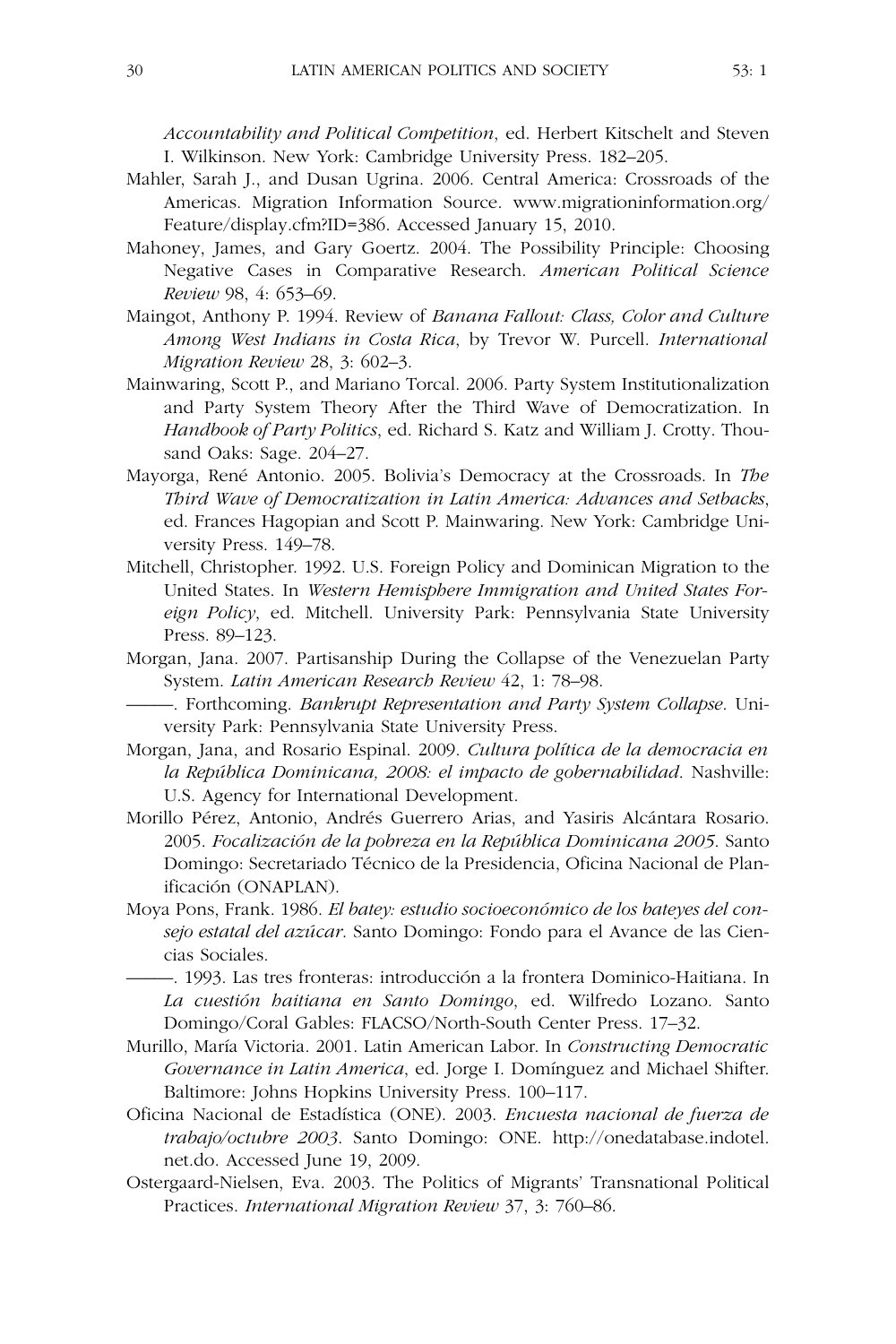*Accountability and Political Competition*, ed. Herbert Kitschelt and Steven I. Wilkinson. New York: Cambridge University Press. 182–205.

Mahler, Sarah J., and Dusan Ugrina. 2006. Central America: Crossroads of the Americas. Migration Information Source. www.migrationinformation.org/Feature/display.cfm?ID=386. Accessed January 15, 2010.

Mahoney, James, and Gary Goertz. 2004. The Possibility Principle: Choosing Negative Cases in Comparative Research. *American Political Science Review* 98, 4: 653–69.

Maingot, Anthony P. 1994. Review of *Banana Fallout: Class, Color and Culture Among West Indians in Costa Rica*, by Trevor W. Purcell. *International Migration Review* 28, 3: 602–3.

Mainwaring, Scott P., and Mariano Torcal. 2006. Party System Institutionalization and Party System Theory After the Third Wave of Democratization. In *Handbook of Party Politics*, ed. Richard S. Katz and William J. Crotty. Thousand Oaks: Sage. 204–27.

Mayorga, René Antonio. 2005. Bolivia's Democracy at the Crossroads. In *The Third Wave of Democratization in Latin America: Advances and Setbacks*, ed. Frances Hagopian and Scott P. Mainwaring. New York: Cambridge University Press. 149–78.

Mitchell, Christopher. 1992. U.S. Foreign Policy and Dominican Migration to the United States. In *Western Hemisphere Immigration and United States Foreign Policy*, ed. Mitchell. University Park: Pennsylvania State University Press. 89–123.

Morgan, Jana. 2007. Partisanship During the Collapse of the Venezuelan Party System. *Latin American Research Review* 42, 1: 78–98.

———. Forthcoming. *Bankrupt Representation and Party System Collapse*. University Park: Pennsylvania State University Press.

Morgan, Jana, and Rosario Espinal. 2009. *Cultura política de la democracia en la República Dominicana, 2008: el impacto de gobernabilidad*. Nashville: U.S. Agency for International Development.

Morillo Pérez, Antonio, Andrés Guerrero Arias, and Yasiris Alcántara Rosario. 2005. *Focalización de la pobreza en la República Dominicana 2005*. Santo Domingo: Secretariado Técnico de la Presidencia, Oficina Nacional de Planificación (ONAPLAN).

Moya Pons, Frank. 1986. *El batey: estudio socioeconómico de los bateyes del consejo estatal del azúcar*. Santo Domingo: Fondo para el Avance de las Ciencias Sociales.

———. 1993. Las tres fronteras: introducción a la frontera Dominico-Haitiana. In *La cuestión haitiana en Santo Domingo*, ed. Wilfredo Lozano. Santo Domingo/Coral Gables: FLACSO/North-South Center Press. 17–32.

Murillo, María Victoria. 2001. Latin American Labor. In *Constructing Democratic Governance in Latin America*, ed. Jorge I. Domínguez and Michael Shifter. Baltimore: Johns Hopkins University Press. 100–117.

Oficina Nacional de Estadística (ONE). 2003. *Encuesta nacional de fuerza de trabajo/octubre 2003*. Santo Domingo: ONE. http://onedatabase.indotel.net.do. Accessed June 19, 2009.

Ostergaard-Nielsen, Eva. 2003. The Politics of Migrants' Transnational Political Practices. *International Migration Review* 37, 3: 760–86.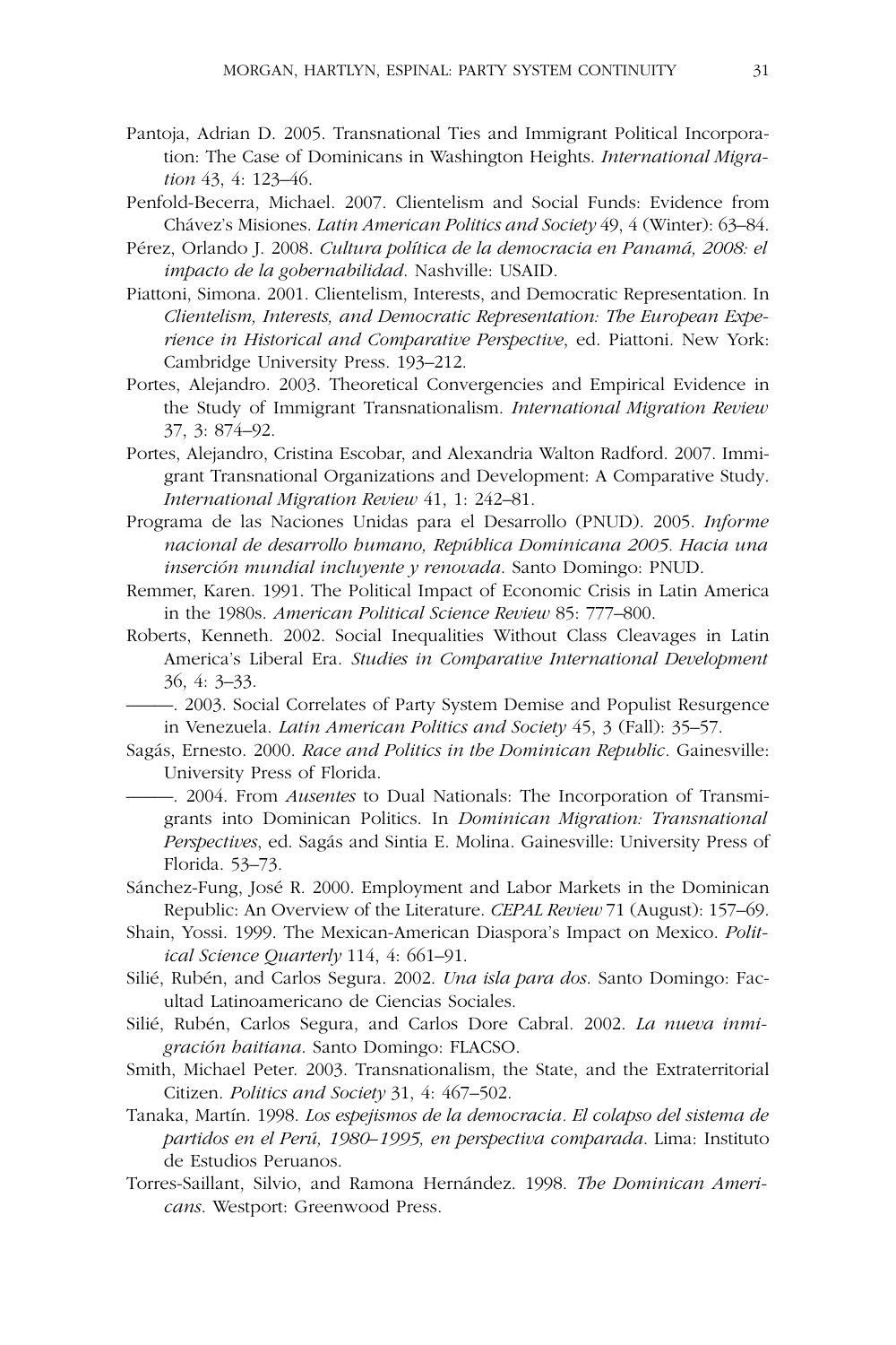Pantoja, Adrian D. 2005. Transnational Ties and Immigrant Political Incorporation: The Case of Dominicans in Washington Heights. *International Migration* 43, 4: 123–46.

Penfold-Becerra, Michael. 2007. Clientelism and Social Funds: Evidence from Chávez's Misiones. *Latin American Politics and Society* 49, 4 (Winter): 63–84.

Pérez, Orlando J. 2008. *Cultura política de la democracia en Panamá, 2008: el impacto de la gobernabilidad*. Nashville: USAID.

Piattoni, Simona. 2001. Clientelism, Interests, and Democratic Representation. In *Clientelism, Interests, and Democratic Representation: The European Experience in Historical and Comparative Perspective*, ed. Piattoni. New York: Cambridge University Press. 193–212.

Portes, Alejandro. 2003. Theoretical Convergencies and Empirical Evidence in the Study of Immigrant Transnationalism. *International Migration Review* 37, 3: 874–92.

Portes, Alejandro, Cristina Escobar, and Alexandria Walton Radford. 2007. Immigrant Transnational Organizations and Development: A Comparative Study. *International Migration Review* 41, 1: 242–81.

Programa de las Naciones Unidas para el Desarrollo (PNUD). 2005. *Informe nacional de desarrollo humano, República Dominicana 2005. Hacia una inserción mundial incluyente y renovada*. Santo Domingo: PNUD.

Remmer, Karen. 1991. The Political Impact of Economic Crisis in Latin America in the 1980s. *American Political Science Review* 85: 777–800.

Roberts, Kenneth. 2002. Social Inequalities Without Class Cleavages in Latin America's Liberal Era. *Studies in Comparative International Development* 36, 4: 3–33.

———. 2003. Social Correlates of Party System Demise and Populist Resurgence in Venezuela. *Latin American Politics and Society* 45, 3 (Fall): 35–57.

Sagás, Ernesto. 2000. *Race and Politics in the Dominican Republic*. Gainesville: University Press of Florida.

———. 2004. From *Ausentes* to Dual Nationals: The Incorporation of Transmigrants into Dominican Politics. In *Dominican Migration: Transnational Perspectives*, ed. Sagás and Sintia E. Molina. Gainesville: University Press of Florida. 53–73.

Sánchez-Fung, José R. 2000. Employment and Labor Markets in the Dominican Republic: An Overview of the Literature. *CEPAL Review* 71 (August): 157–69.

Shain, Yossi. 1999. The Mexican-American Diaspora's Impact on Mexico. *Political Science Quarterly* 114, 4: 661–91.

Silié, Rubén, and Carlos Segura. 2002. *Una isla para dos*. Santo Domingo: Facultad Latinoamericano de Ciencias Sociales.

Silié, Rubén, Carlos Segura, and Carlos Dore Cabral. 2002. *La nueva inmigración haitiana*. Santo Domingo: FLACSO.

Smith, Michael Peter. 2003. Transnationalism, the State, and the Extraterritorial Citizen. *Politics and Society* 31, 4: 467–502.

Tanaka, Martín. 1998. *Los espejismos de la democracia. El colapso del sistema de partidos en el Perú, 1980–1995, en perspectiva comparada*. Lima: Instituto de Estudios Peruanos.

Torres-Saillant, Silvio, and Ramona Hernández. 1998. *The Dominican Americans*. Westport: Greenwood Press.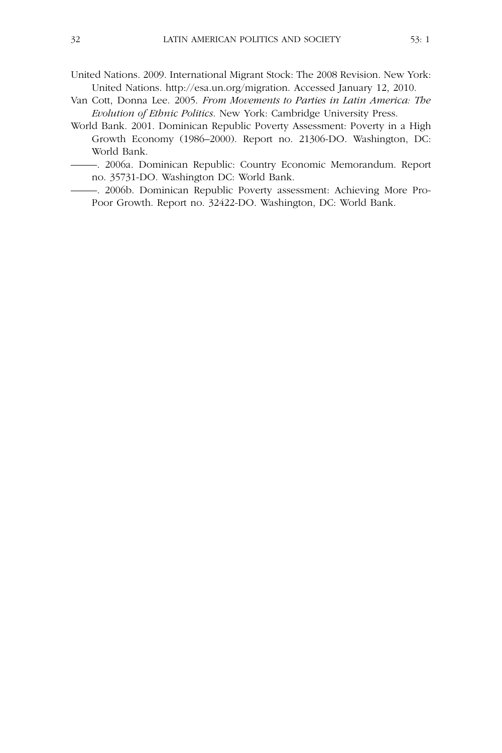United Nations. 2009. International Migrant Stock: The 2008 Revision. New York: United Nations. http://esa.un.org/migration. Accessed January 12, 2010.

Van Cott, Donna Lee. 2005. *From Movements to Parties in Latin America: The Evolution of Ethnic Politics*. New York: Cambridge University Press.

World Bank. 2001. Dominican Republic Poverty Assessment: Poverty in a High Growth Economy (1986–2000). Report no. 21306-DO. Washington, DC: World Bank.

———. 2006a. Dominican Republic: Country Economic Memorandum. Report no. 35731-DO. Washington DC: World Bank.

———. 2006b. Dominican Republic Poverty assessment: Achieving More Pro-Poor Growth. Report no. 32422-DO. Washington, DC: World Bank.